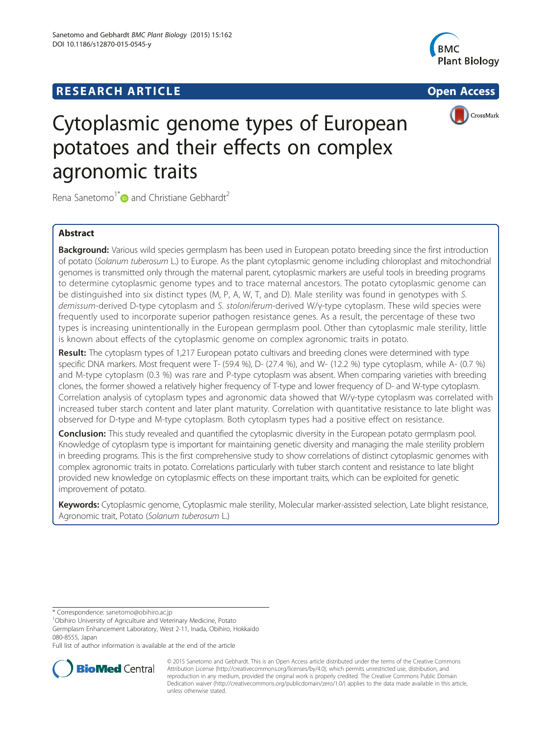RESEARCH ARTICLE

Open Access

# Cytoplasmic genome types of European potatoes and their effects on complex agronomic traits

Renа Sanetomo[1*] and Christiane Gebhardt[2]

## Abstract

**Background:** Various wild species germplasm has been used in European potato breeding since the first introduction of potato (*Solanum tuberosum* L.) to Europe. As the plant cytoplasmic genome including chloroplast and mitochondrial genomes is transmitted only through the maternal parent, cytoplasmic markers are useful tools in breeding programs to determine cytoplasmic genome types and to trace maternal ancestors. The potato cytoplasmic genome can be distinguished into six distinct types (M, P, A, W, T, and D). Male sterility was found in genotypes with *S. demissum*-derived D-type cytoplasm and *S. stoloniferum*-derived W/γ-type cytoplasm. These wild species were frequently used to incorporate superior pathogen resistance genes. As a result, the percentage of these two types is increasing unintentionally in the European germplasm pool. Other than cytoplasmic male sterility, little is known about effects of the cytoplasmic genome on complex agronomic traits in potato.

**Result:** The cytoplasm types of 1,217 European potato cultivars and breeding clones were determined with type specific DNA markers. Most frequent were T- (59.4 %), D- (27.4 %), and W- (12.2 %) type cytoplasm, while A- (0.7 %) and M-type cytoplasm (0.3 %) was rare and P-type cytoplasm was absent. When comparing varieties with breeding clones, the former showed a relatively higher frequency of T-type and lower frequency of D- and W-type cytoplasm. Correlation analysis of cytoplasm types and agronomic data showed that W/γ-type cytoplasm was correlated with increased tuber starch content and later plant maturity. Correlation with quantitative resistance to late blight was observed for D-type and M-type cytoplasm. Both cytoplasm types had a positive effect on resistance.

**Conclusion:** This study revealed and quantified the cytoplasmic diversity in the European potato germplasm pool. Knowledge of cytoplasm type is important for maintaining genetic diversity and managing the male sterility problem in breeding programs. This is the first comprehensive study to show correlations of distinct cytoplasmic genomes with complex agronomic traits in potato. Correlations particularly with tuber starch content and resistance to late blight provided new knowledge on cytoplasmic effects on these important traits, which can be exploited for genetic improvement of potato.

**Keywords:** Cytoplasmic genome, Cytoplasmic male sterility, Molecular marker-assisted selection, Late blight resistance, Agronomic trait, Potato (*Solanum tuberosum* L.)

\* Correspondence: sanetomo@obihiro.ac.jp

[1]Obihiro University of Agriculture and Veterinary Medicine, Potato Germplasm Enhancement Laboratory, West 2-11, Inada, Obihiro, Hokkaido 080-8555, Japan

Full list of author information is available at the end of the article

© 2015 Sanetomo and Gebhardt. This is an Open Access article distributed under the terms of the Creative Commons Attribution License (http://creativecommons.org/licenses/by/4.0), which permits unrestricted use, distribution, and reproduction in any medium, provided the original work is properly credited. The Creative Commons Public Domain Dedication waiver (http://creativecommons.org/publicdomain/zero/1.0/) applies to the data made available in this article, unless otherwise stated.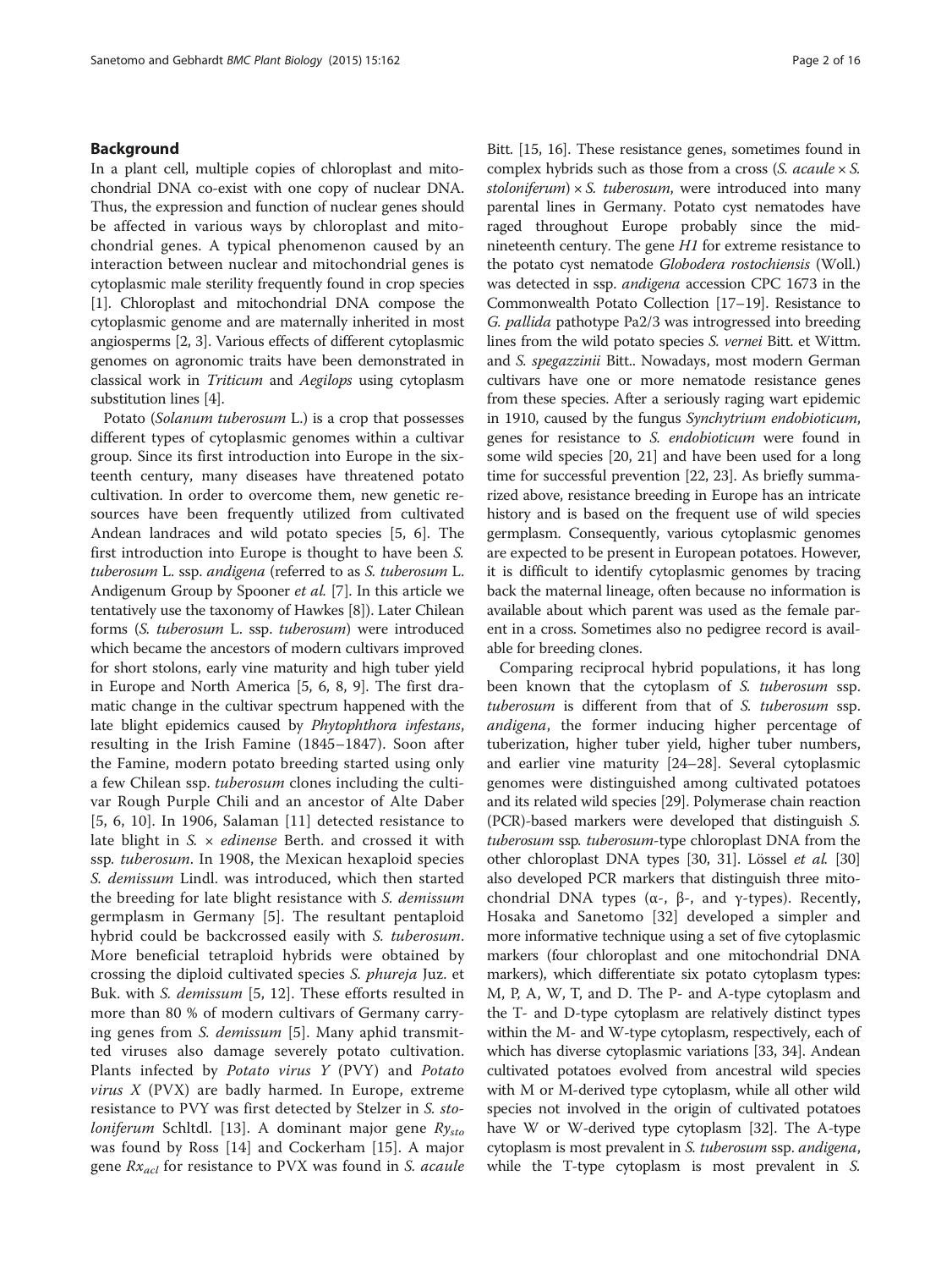## Background

In a plant cell, multiple copies of chloroplast and mitochondrial DNA co-exist with one copy of nuclear DNA. Thus, the expression and function of nuclear genes should be affected in various ways by chloroplast and mitochondrial genes. A typical phenomenon caused by an interaction between nuclear and mitochondrial genes is cytoplasmic male sterility frequently found in crop species [1]. Chloroplast and mitochondrial DNA compose the cytoplasmic genome and are maternally inherited in most angiosperms [2, 3]. Various effects of different cytoplasmic genomes on agronomic traits have been demonstrated in classical work in *Triticum* and *Aegilops* using cytoplasm substitution lines [4].

Potato (*Solanum tuberosum* L.) is a crop that possesses different types of cytoplasmic genomes within a cultivar group. Since its first introduction into Europe in the sixteenth century, many diseases have threatened potato cultivation. In order to overcome them, new genetic resources have been frequently utilized from cultivated Andean landraces and wild potato species [5, 6]. The first introduction into Europe is thought to have been *S. tuberosum* L. ssp. *andigena* (referred to as *S. tuberosum* L. Andigenum Group by Spooner *et al.* [7]. In this article we tentatively use the taxonomy of Hawkes [8]). Later Chilean forms (*S. tuberosum* L. ssp. *tuberosum*) were introduced which became the ancestors of modern cultivars improved for short stolons, early vine maturity and high tuber yield in Europe and North America [5, 6, 8, 9]. The first dramatic change in the cultivar spectrum happened with the late blight epidemics caused by *Phytophthora infestans*, resulting in the Irish Famine (1845–1847). Soon after the Famine, modern potato breeding started using only a few Chilean ssp. *tuberosum* clones including the cultivar Rough Purple Chili and an ancestor of Alte Daber [5, 6, 10]. In 1906, Salaman [11] detected resistance to late blight in *S.* × *edinense* Berth. and crossed it with ssp. *tuberosum*. In 1908, the Mexican hexaploid species *S. demissum* Lindl. was introduced, which then started the breeding for late blight resistance with *S. demissum* germplasm in Germany [5]. The resultant pentaploid hybrid could be backcrossed easily with *S. tuberosum*. More beneficial tetraploid hybrids were obtained by crossing the diploid cultivated species *S. phureja* Juz. et Buk. with *S. demissum* [5, 12]. These efforts resulted in more than 80 % of modern cultivars of Germany carrying genes from *S. demissum* [5]. Many aphid transmitted viruses also damage severely potato cultivation. Plants infected by *Potato virus Y* (PVY) and *Potato virus X* (PVX) are badly harmed. In Europe, extreme resistance to PVY was first detected by Stelzer in *S. stoloniferum* Schltdl. [13]. A dominant major gene $Ry_{sto}$ was found by Ross [14] and Cockerham [15]. A major gene $Rx_{acl}$ for resistance to PVX was found in *S. acaule* Bitt. [15, 16]. These resistance genes, sometimes found in complex hybrids such as those from a cross (*S. acaule* × *S. stoloniferum*) × *S. tuberosum*, were introduced into many parental lines in Germany. Potato cyst nematodes have raged throughout Europe probably since the mid-nineteenth century. The gene *H1* for extreme resistance to the potato cyst nematode *Globodera rostochiensis* (Woll.) was detected in ssp. *andigena* accession CPC 1673 in the Commonwealth Potato Collection [17–19]. Resistance to *G. pallida* pathotype Pa2/3 was introgressed into breeding lines from the wild potato species *S. vernei* Bitt. et Wittm. and *S. spegazzinii* Bitt.. Nowadays, most modern German cultivars have one or more nematode resistance genes from these species. After a seriously raging wart epidemic in 1910, caused by the fungus *Synchytrium endobioticum*, genes for resistance to *S. endobioticum* were found in some wild species [20, 21] and have been used for a long time for successful prevention [22, 23]. As briefly summarized above, resistance breeding in Europe has an intricate history and is based on the frequent use of wild species germplasm. Consequently, various cytoplasmic genomes are expected to be present in European potatoes. However, it is difficult to identify cytoplasmic genomes by tracing back the maternal lineage, often because no information is available about which parent was used as the female parent in a cross. Sometimes also no pedigree record is available for breeding clones.

Comparing reciprocal hybrid populations, it has long been known that the cytoplasm of *S. tuberosum* ssp. *tuberosum* is different from that of *S. tuberosum* ssp. *andigena*, the former inducing higher percentage of tuberization, higher tuber yield, higher tuber numbers, and earlier vine maturity [24–28]. Several cytoplasmic genomes were distinguished among cultivated potatoes and its related wild species [29]. Polymerase chain reaction (PCR)-based markers were developed that distinguish *S. tuberosum* ssp. *tuberosum*-type chloroplast DNA from the other chloroplast DNA types [30, 31]. Lössel *et al.* [30] also developed PCR markers that distinguish three mitochondrial DNA types (α-, β-, and γ-types). Recently, Hosaka and Sanetomo [32] developed a simpler and more informative technique using a set of five cytoplasmic markers (four chloroplast and one mitochondrial DNA markers), which differentiate six potato cytoplasm types: M, P, A, W, T, and D. The P- and A-type cytoplasm and the T- and D-type cytoplasm are relatively distinct types within the M- and W-type cytoplasm, respectively, each of which has diverse cytoplasmic variations [33, 34]. Andean cultivated potatoes evolved from ancestral wild species with M or M-derived type cytoplasm, while all other wild species not involved in the origin of cultivated potatoes have W or W-derived type cytoplasm [32]. The A-type cytoplasm is most prevalent in *S. tuberosum* ssp. *andigena*, while the T-type cytoplasm is most prevalent in *S.*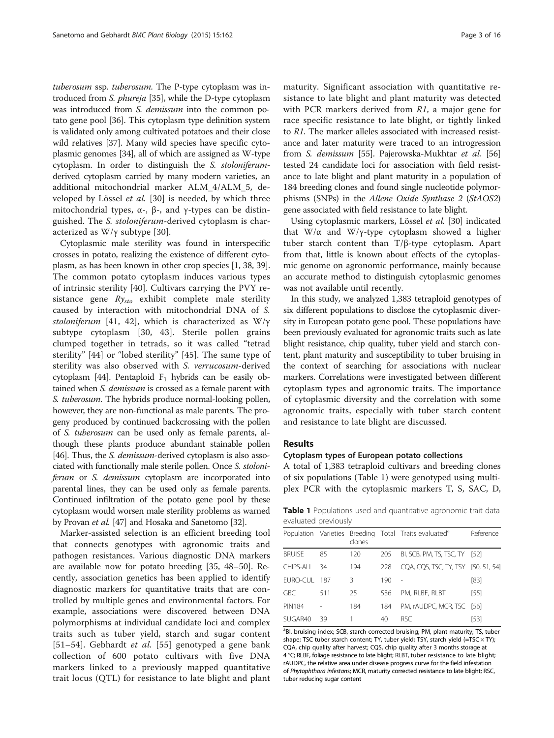*tuberosum* ssp. *tuberosum*. The P-type cytoplasm was introduced from *S. phureja* [35], while the D-type cytoplasm was introduced from *S. demissum* into the common potato gene pool [36]. This cytoplasm type definition system is validated only among cultivated potatoes and their close wild relatives [37]. Many wild species have specific cytoplasmic genomes [34], all of which are assigned as W-type cytoplasm. In order to distinguish the *S. stoloniferum*-derived cytoplasm carried by many modern varieties, an additional mitochondrial marker ALM_4/ALM_5, developed by Lössel *et al.* [30] is needed, by which three mitochondrial types, α-, β-, and γ-types can be distinguished. The *S. stoloniferum*-derived cytoplasm is characterized as W/γ subtype [30].

Cytoplasmic male sterility was found in interspecific crosses in potato, realizing the existence of different cytoplasm, as has been known in other crop species [1, 38, 39]. The common potato cytoplasm induces various types of intrinsic sterility [40]. Cultivars carrying the PVY resistance gene $Ry_{sto}$ exhibit complete male sterility caused by interaction with mitochondrial DNA of *S. stoloniferum* [41, 42], which is characterized as W/γ subtype cytoplasm [30, 43]. Sterile pollen grains clumped together in tetrads, so it was called "tetrad sterility" [44] or "lobed sterility" [45]. The same type of sterility was also observed with *S. verrucosum*-derived cytoplasm [44]. Pentaploid $F_1$ hybrids can be easily obtained when *S. demissum* is crossed as a female parent with *S. tuberosum*. The hybrids produce normal-looking pollen, however, they are non-functional as male parents. The progeny produced by continued backcrossing with the pollen of *S. tuberosum* can be used only as female parents, although these plants produce abundant stainable pollen [46]. Thus, the *S. demissum*-derived cytoplasm is also associated with functionally male sterile pollen. Once *S. stoloniferum* or *S. demissum* cytoplasm are incorporated into parental lines, they can be used only as female parents. Continued infiltration of the potato gene pool by these cytoplasm would worsen male sterility problems as warned by Provan *et al.* [47] and Hosaka and Sanetomo [32].

Marker-assisted selection is an efficient breeding tool that connects genotypes with agronomic traits and pathogen resistances. Various diagnostic DNA markers are available now for potato breeding [35, 48–50]. Recently, association genetics has been applied to identify diagnostic markers for quantitative traits that are controlled by multiple genes and environmental factors. For example, associations were discovered between DNA polymorphisms at individual candidate loci and complex traits such as tuber yield, starch and sugar content [51–54]. Gebhardt *et al.* [55] genotyped a gene bank collection of 600 potato cultivars with five DNA markers linked to a previously mapped quantitative trait locus (QTL) for resistance to late blight and plant maturity. Significant association with quantitative resistance to late blight and plant maturity was detected with PCR markers derived from *R1*, a major gene for race specific resistance to late blight, or tightly linked to *R1*. The marker alleles associated with increased resistance and later maturity were traced to an introgression from *S. demissum* [55]. Pajerowska-Mukhtar *et al.* [56] tested 24 candidate loci for association with field resistance to late blight and plant maturity in a population of 184 breeding clones and found single nucleotide polymorphisms (SNPs) in the *Allene Oxide Synthase 2* (*StAOS2*) gene associated with field resistance to late blight.

Using cytoplasmic markers, Lössel *et al.* [30] indicated that W/α and W/γ-type cytoplasm showed a higher tuber starch content than T/β-type cytoplasm. Apart from that, little is known about effects of the cytoplasmic genome on agronomic performance, mainly because an accurate method to distinguish cytoplasmic genomes was not available until recently.

In this study, we analyzed 1,383 tetraploid genotypes of six different populations to disclose the cytoplasmic diversity in European potato gene pool. These populations have been previously evaluated for agronomic traits such as late blight resistance, chip quality, tuber yield and starch content, plant maturity and susceptibility to tuber bruising in the context of searching for associations with nuclear markers. Correlations were investigated between different cytoplasm types and agronomic traits. The importance of cytoplasmic diversity and the correlation with some agronomic traits, especially with tuber starch content and resistance to late blight are discussed.

## Results

### Cytoplasm types of European potato collections

A total of 1,383 tetraploid cultivars and breeding clones of six populations (Table 1) were genotyped using multiplex PCR with the cytoplasmic markers T, S, SAC, D,

**Table 1** Populations used and quantitative agronomic trait data evaluated previously

| Population | Varieties | Breeding clones | Total | Traits evaluated[a] | Reference |
|---|---|---|---|---|---|
| BRUISE | 85 | 120 | 205 | BI, SCB, PM, TS, TSC, TY | [52] |
| CHIPS-ALL | 34 | 194 | 228 | CQA, CQS, TSC, TY, TSY | [50, 51, 54] |
| EURO-CUL | 187 | 3 | 190 | - | [83] |
| GBC | 511 | 25 | 536 | PM, RLBF, RLBT | [55] |
| PIN184 | - | 184 | 184 | PM, rAUDPC, MCR, TSC | [56] |
| SUGAR40 | 39 | 1 | 40 | RSC | [53] |

[a]BI, bruising index; SCB, starch corrected bruising; PM, plant maturity; TS, tuber shape; TSC tuber starch content; TY, tuber yield; TSY, starch yield (=TSC × TY); CQA, chip quality after harvest; CQS, chip quality after 3 months storage at 4 °C; RLBF, foliage resistance to late blight; RLBT, tuber resistance to late blight; rAUDPC, the relative area under disease progress curve for the field infestation of *Phytophthora infestans*; MCR, maturity corrected resistance to late blight; RSC, tuber reducing sugar content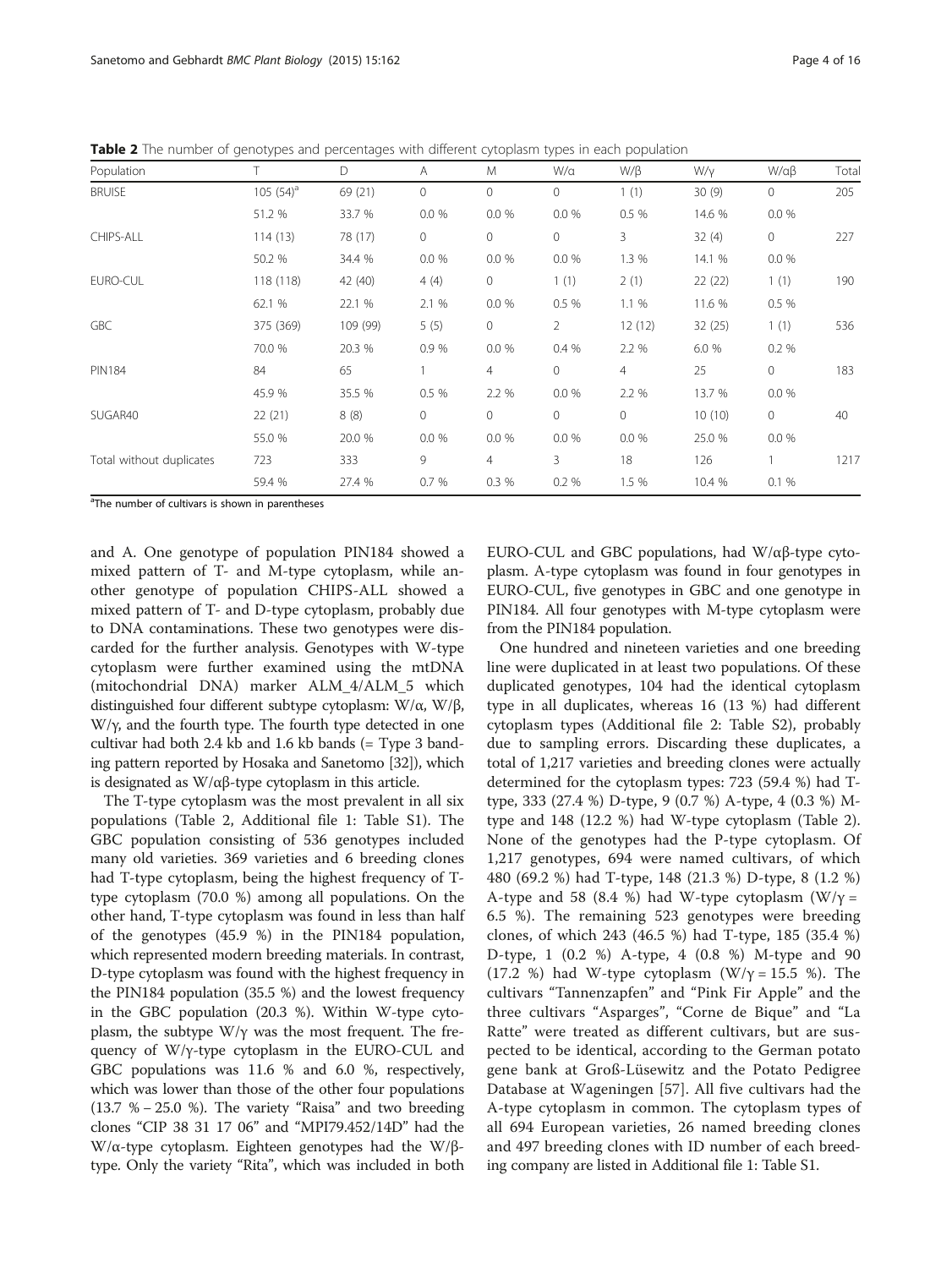**Table 2** The number of genotypes and percentages with different cytoplasm types in each population

| Population | T | D | A | M | W/α | W/β | W/γ | W/αβ | Total |
|---|---|---|---|---|---|---|---|---|---|
| BRUISE | 105 (54)[a] | 69 (21) | 0 | 0 | 0 | 1 (1) | 30 (9) | 0 | 205 |
| | 51.2 % | 33.7 % | 0.0 % | 0.0 % | 0.0 % | 0.5 % | 14.6 % | 0.0 % | |
| CHIPS-ALL | 114 (13) | 78 (17) | 0 | 0 | 0 | 3 | 32 (4) | 0 | 227 |
| | 50.2 % | 34.4 % | 0.0 % | 0.0 % | 0.0 % | 1.3 % | 14.1 % | 0.0 % | |
| EURO-CUL | 118 (118) | 42 (40) | 4 (4) | 0 | 1 (1) | 2 (1) | 22 (22) | 1 (1) | 190 |
| | 62.1 % | 22.1 % | 2.1 % | 0.0 % | 0.5 % | 1.1 % | 11.6 % | 0.5 % | |
| GBC | 375 (369) | 109 (99) | 5 (5) | 0 | 2 | 12 (12) | 32 (25) | 1 (1) | 536 |
| | 70.0 % | 20.3 % | 0.9 % | 0.0 % | 0.4 % | 2.2 % | 6.0 % | 0.2 % | |
| PIN184 | 84 | 65 | 1 | 4 | 0 | 4 | 25 | 0 | 183 |
| | 45.9 % | 35.5 % | 0.5 % | 2.2 % | 0.0 % | 2.2 % | 13.7 % | 0.0 % | |
| SUGAR40 | 22 (21) | 8 (8) | 0 | 0 | 0 | 0 | 10 (10) | 0 | 40 |
| | 55.0 % | 20.0 % | 0.0 % | 0.0 % | 0.0 % | 0.0 % | 25.0 % | 0.0 % | |
| Total without duplicates | 723 | 333 | 9 | 4 | 3 | 18 | 126 | 1 | 1217 |
| | 59.4 % | 27.4 % | 0.7 % | 0.3 % | 0.2 % | 1.5 % | 10.4 % | 0.1 % | |

[a]The number of cultivars is shown in parentheses

and A. One genotype of population PIN184 showed a mixed pattern of T- and M-type cytoplasm, while another genotype of population CHIPS-ALL showed a mixed pattern of T- and D-type cytoplasm, probably due to DNA contaminations. These two genotypes were discarded for the further analysis. Genotypes with W-type cytoplasm were further examined using the mtDNA (mitochondrial DNA) marker ALM_4/ALM_5 which distinguished four different subtype cytoplasm: W/α, W/β, W/γ, and the fourth type. The fourth type detected in one cultivar had both 2.4 kb and 1.6 kb bands (= Type 3 banding pattern reported by Hosaka and Sanetomo [32]), which is designated as W/αβ-type cytoplasm in this article.

The T-type cytoplasm was the most prevalent in all six populations (Table 2, Additional file 1: Table S1). The GBC population consisting of 536 genotypes included many old varieties. 369 varieties and 6 breeding clones had T-type cytoplasm, being the highest frequency of T-type cytoplasm (70.0 %) among all populations. On the other hand, T-type cytoplasm was found in less than half of the genotypes (45.9 %) in the PIN184 population, which represented modern breeding materials. In contrast, D-type cytoplasm was found with the highest frequency in the PIN184 population (35.5 %) and the lowest frequency in the GBC population (20.3 %). Within W-type cytoplasm, the subtype W/γ was the most frequent. The frequency of W/γ-type cytoplasm in the EURO-CUL and GBC populations was 11.6 % and 6.0 %, respectively, which was lower than those of the other four populations (13.7 % – 25.0 %). The variety "Raisa" and two breeding clones "CIP 38 31 17 06" and "MPI79.452/14D" had the W/α-type cytoplasm. Eighteen genotypes had the W/β-type. Only the variety "Rita", which was included in both EURO-CUL and GBC populations, had W/αβ-type cytoplasm. A-type cytoplasm was found in four genotypes in EURO-CUL, five genotypes in GBC and one genotype in PIN184. All four genotypes with M-type cytoplasm were from the PIN184 population.

One hundred and nineteen varieties and one breeding line were duplicated in at least two populations. Of these duplicated genotypes, 104 had the identical cytoplasm type in all duplicates, whereas 16 (13 %) had different cytoplasm types (Additional file 2: Table S2), probably due to sampling errors. Discarding these duplicates, a total of 1,217 varieties and breeding clones were actually determined for the cytoplasm types: 723 (59.4 %) had T-type, 333 (27.4 %) D-type, 9 (0.7 %) A-type, 4 (0.3 %) M-type and 148 (12.2 %) had W-type cytoplasm (Table 2). None of the genotypes had the P-type cytoplasm. Of 1,217 genotypes, 694 were named cultivars, of which 480 (69.2 %) had T-type, 148 (21.3 %) D-type, 8 (1.2 %) A-type and 58 (8.4 %) had W-type cytoplasm (W/γ = 6.5 %). The remaining 523 genotypes were breeding clones, of which 243 (46.5 %) had T-type, 185 (35.4 %) D-type, 1 (0.2 %) A-type, 4 (0.8 %) M-type and 90 (17.2 %) had W-type cytoplasm (W/γ = 15.5 %). The cultivars "Tannenzapfen" and "Pink Fir Apple" and the three cultivars "Asparges", "Corne de Bique" and "La Ratte" were treated as different cultivars, but are suspected to be identical, according to the German potato gene bank at Groß-Lüsewitz and the Potato Pedigree Database at Wageningen [57]. All five cultivars had the A-type cytoplasm in common. The cytoplasm types of all 694 European varieties, 26 named breeding clones and 497 breeding clones with ID number of each breeding company are listed in Additional file 1: Table S1.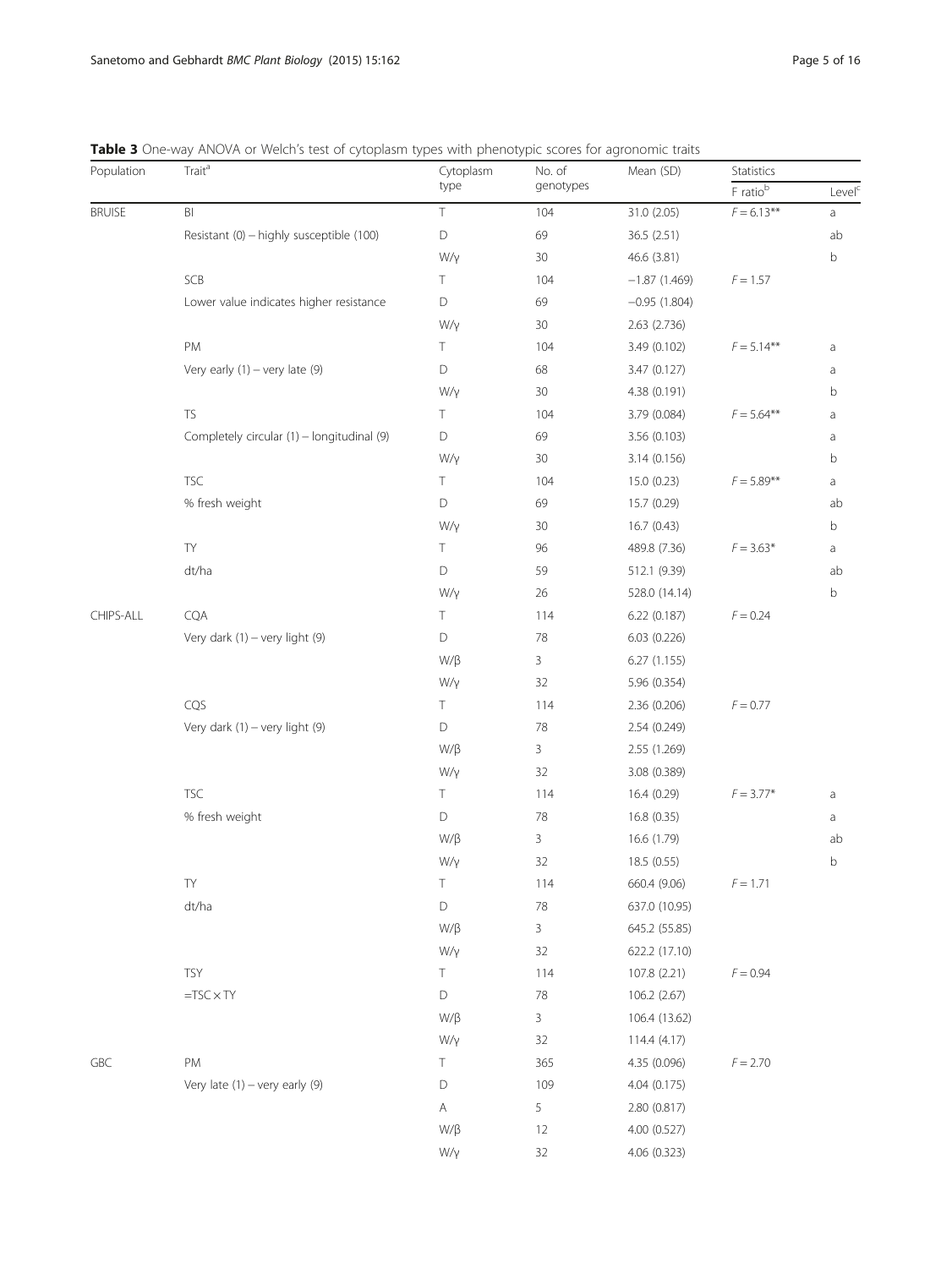**Table 3** One-way ANOVA or Welch's test of cytoplasm types with phenotypic scores for agronomic traits

| Population | Trait[a] | Cytoplasm type | No. of genotypes | Mean (SD) | Statistics | |
|---|---|---|---|---|---|---|
| | | | | | F ratio[b] | Level[c] |
| BRUISE | BI | T | 104 | 31.0 (2.05) | $F = 6.13^{**}$ | a |
| | Resistant (0) – highly susceptible (100) | D | 69 | 36.5 (2.51) | | ab |
| | | W/γ | 30 | 46.6 (3.81) | | b |
| | SCB | T | 104 | −1.87 (1.469) | $F = 1.57$ | |
| | Lower value indicates higher resistance | D | 69 | −0.95 (1.804) | | |
| | | W/γ | 30 | 2.63 (2.736) | | |
| | PM | T | 104 | 3.49 (0.102) | $F = 5.14^{**}$ | a |
| | Very early (1) – very late (9) | D | 68 | 3.47 (0.127) | | a |
| | | W/γ | 30 | 4.38 (0.191) | | b |
| | TS | T | 104 | 3.79 (0.084) | $F = 5.64^{**}$ | a |
| | Completely circular (1) – longitudinal (9) | D | 69 | 3.56 (0.103) | | a |
| | | W/γ | 30 | 3.14 (0.156) | | b |
| | TSC | T | 104 | 15.0 (0.23) | $F = 5.89^{**}$ | a |
| | % fresh weight | D | 69 | 15.7 (0.29) | | ab |
| | | W/γ | 30 | 16.7 (0.43) | | b |
| | TY | T | 96 | 489.8 (7.36) | $F = 3.63^{*}$ | a |
| | dt/ha | D | 59 | 512.1 (9.39) | | ab |
| | | W/γ | 26 | 528.0 (14.14) | | b |
| CHIPS-ALL | CQA | T | 114 | 6.22 (0.187) | $F = 0.24$ | |
| | Very dark (1) – very light (9) | D | 78 | 6.03 (0.226) | | |
| | | W/β | 3 | 6.27 (1.155) | | |
| | | W/γ | 32 | 5.96 (0.354) | | |
| | CQS | T | 114 | 2.36 (0.206) | $F = 0.77$ | |
| | Very dark (1) – very light (9) | D | 78 | 2.54 (0.249) | | |
| | | W/β | 3 | 2.55 (1.269) | | |
| | | W/γ | 32 | 3.08 (0.389) | | |
| | TSC | T | 114 | 16.4 (0.29) | $F = 3.77^{*}$ | a |
| | % fresh weight | D | 78 | 16.8 (0.35) | | a |
| | | W/β | 3 | 16.6 (1.79) | | ab |
| | | W/γ | 32 | 18.5 (0.55) | | b |
| | TY | T | 114 | 660.4 (9.06) | $F = 1.71$ | |
| | dt/ha | D | 78 | 637.0 (10.95) | | |
| | | W/β | 3 | 645.2 (55.85) | | |
| | | W/γ | 32 | 622.2 (17.10) | | |
| | TSY | T | 114 | 107.8 (2.21) | $F = 0.94$ | |
| | $= TSC \times TY$ | D | 78 | 106.2 (2.67) | | |
| | | W/β | 3 | 106.4 (13.62) | | |
| | | W/γ | 32 | 114.4 (4.17) | | |
| GBC | PM | T | 365 | 4.35 (0.096) | $F = 2.70$ | |
| | Very late (1) – very early (9) | D | 109 | 4.04 (0.175) | | |
| | | A | 5 | 2.80 (0.817) | | |
| | | W/β | 12 | 4.00 (0.527) | | |
| | | W/γ | 32 | 4.06 (0.323) | | |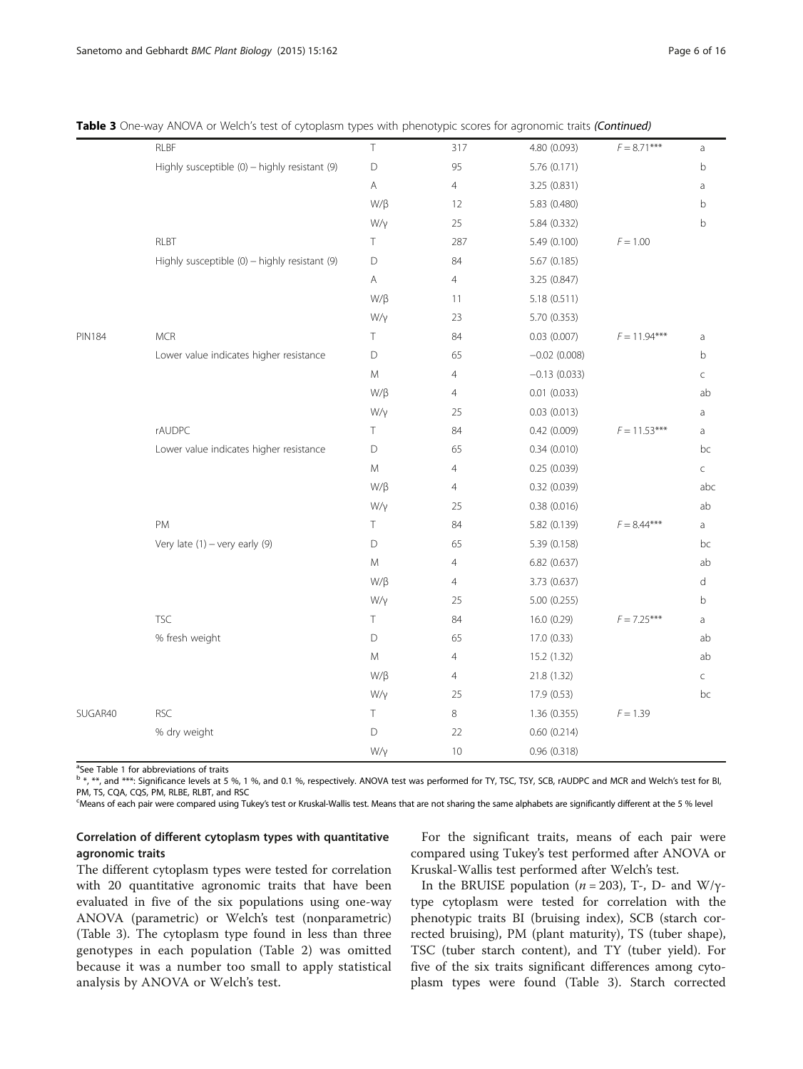**Table 3** One-way ANOVA or Welch's test of cytoplasm types with phenotypic scores for agronomic traits *(Continued)*

| | | | | | | |
|---|---|---|---|---|---|---|
| | RLBF | T | 317 | 4.80 (0.093) | $F = 8.71$*** | a |
| | Highly susceptible (0) – highly resistant (9) | D | 95 | 5.76 (0.171) | | b |
| | | A | 4 | 3.25 (0.831) | | a |
| | | W/β | 12 | 5.83 (0.480) | | b |
| | | W/γ | 25 | 5.84 (0.332) | | b |
| | RLBT | T | 287 | 5.49 (0.100) | $F = 1.00$ | |
| | Highly susceptible (0) – highly resistant (9) | D | 84 | 5.67 (0.185) | | |
| | | A | 4 | 3.25 (0.847) | | |
| | | W/β | 11 | 5.18 (0.511) | | |
| | | W/γ | 23 | 5.70 (0.353) | | |
| PIN184 | MCR | T | 84 | 0.03 (0.007) | $F = 11.94$*** | a |
| | Lower value indicates higher resistance | D | 65 | −0.02 (0.008) | | b |
| | | M | 4 | −0.13 (0.033) | | c |
| | | W/β | 4 | 0.01 (0.033) | | ab |
| | | W/γ | 25 | 0.03 (0.013) | | a |
| | rAUDPC | T | 84 | 0.42 (0.009) | $F = 11.53$*** | a |
| | Lower value indicates higher resistance | D | 65 | 0.34 (0.010) | | bc |
| | | M | 4 | 0.25 (0.039) | | c |
| | | W/β | 4 | 0.32 (0.039) | | abc |
| | | W/γ | 25 | 0.38 (0.016) | | ab |
| | PM | T | 84 | 5.82 (0.139) | $F = 8.44$*** | a |
| | Very late (1) – very early (9) | D | 65 | 5.39 (0.158) | | bc |
| | | M | 4 | 6.82 (0.637) | | ab |
| | | W/β | 4 | 3.73 (0.637) | | d |
| | | W/γ | 25 | 5.00 (0.255) | | b |
| | TSC | T | 84 | 16.0 (0.29) | $F = 7.25$*** | a |
| | % fresh weight | D | 65 | 17.0 (0.33) | | ab |
| | | M | 4 | 15.2 (1.32) | | ab |
| | | W/β | 4 | 21.8 (1.32) | | c |
| | | W/γ | 25 | 17.9 (0.53) | | bc |
| SUGAR40 | RSC | T | 8 | 1.36 (0.355) | $F = 1.39$ | |
| | % dry weight | D | 22 | 0.60 (0.214) | | |
| | | W/γ | 10 | 0.96 (0.318) | | |

[a] See Table 1 for abbreviations of traits

[b] *, **, and ***: Significance levels at 5 %, 1 %, and 0.1 %, respectively. ANOVA test was performed for TY, TSC, TSY, SCB, rAUDPC and MCR and Welch's test for BI, PM, TS, CQA, CQS, PM, RLBE, RLBT, and RSC

[c] Means of each pair were compared using Tukey's test or Kruskal-Wallis test. Means that are not sharing the same alphabets are significantly different at the 5 % level

### Correlation of different cytoplasm types with quantitative agronomic traits

The different cytoplasm types were tested for correlation with 20 quantitative agronomic traits that have been evaluated in five of the six populations using one-way ANOVA (parametric) or Welch's test (nonparametric) (Table 3). The cytoplasm type found in less than three genotypes in each population (Table 2) was omitted because it was a number too small to apply statistical analysis by ANOVA or Welch's test.

For the significant traits, means of each pair were compared using Tukey's test performed after ANOVA or Kruskal-Wallis test performed after Welch's test.

In the BRUISE population ($n = 203$), T-, D- and W/γ-type cytoplasm were tested for correlation with the phenotypic traits BI (bruising index), SCB (starch corrected bruising), PM (plant maturity), TS (tuber shape), TSC (tuber starch content), and TY (tuber yield). For five of the six traits significant differences among cytoplasm types were found (Table 3). Starch corrected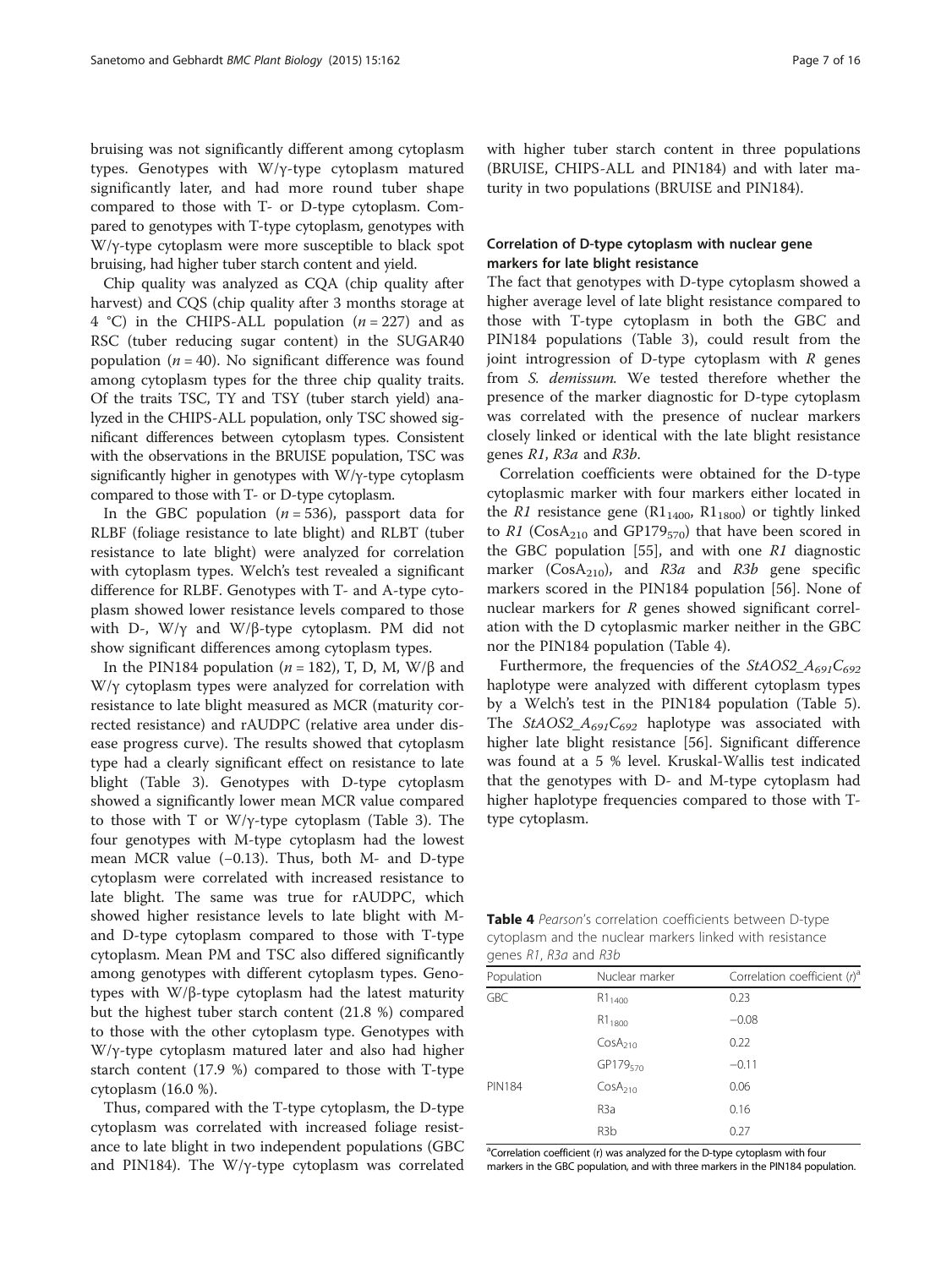bruising was not significantly different among cytoplasm types. Genotypes with W/γ-type cytoplasm matured significantly later, and had more round tuber shape compared to those with T- or D-type cytoplasm. Compared to genotypes with T-type cytoplasm, genotypes with W/γ-type cytoplasm were more susceptible to black spot bruising, had higher tuber starch content and yield.

Chip quality was analyzed as CQA (chip quality after harvest) and CQS (chip quality after 3 months storage at 4 °C) in the CHIPS-ALL population ($n = 227$) and as RSC (tuber reducing sugar content) in the SUGAR40 population ($n = 40$). No significant difference was found among cytoplasm types for the three chip quality traits. Of the traits TSC, TY and TSY (tuber starch yield) analyzed in the CHIPS-ALL population, only TSC showed significant differences between cytoplasm types. Consistent with the observations in the BRUISE population, TSC was significantly higher in genotypes with W/γ-type cytoplasm compared to those with T- or D-type cytoplasm.

In the GBC population ($n = 536$), passport data for RLBF (foliage resistance to late blight) and RLBT (tuber resistance to late blight) were analyzed for correlation with cytoplasm types. Welch's test revealed a significant difference for RLBF. Genotypes with T- and A-type cytoplasm showed lower resistance levels compared to those with D-, W/γ and W/β-type cytoplasm. PM did not show significant differences among cytoplasm types.

In the PIN184 population ($n = 182$), T, D, M, W/β and W/γ cytoplasm types were analyzed for correlation with resistance to late blight measured as MCR (maturity corrected resistance) and rAUDPC (relative area under disease progress curve). The results showed that cytoplasm type had a clearly significant effect on resistance to late blight (Table 3). Genotypes with D-type cytoplasm showed a significantly lower mean MCR value compared to those with T or W/γ-type cytoplasm (Table 3). The four genotypes with M-type cytoplasm had the lowest mean MCR value (−0.13). Thus, both M- and D-type cytoplasm were correlated with increased resistance to late blight. The same was true for rAUDPC, which showed higher resistance levels to late blight with M- and D-type cytoplasm compared to those with T-type cytoplasm. Mean PM and TSC also differed significantly among genotypes with different cytoplasm types. Genotypes with W/β-type cytoplasm had the latest maturity but the highest tuber starch content (21.8 %) compared to those with the other cytoplasm type. Genotypes with W/γ-type cytoplasm matured later and also had higher starch content (17.9 %) compared to those with T-type cytoplasm (16.0 %).

Thus, compared with the T-type cytoplasm, the D-type cytoplasm was correlated with increased foliage resistance to late blight in two independent populations (GBC and PIN184). The W/γ-type cytoplasm was correlated with higher tuber starch content in three populations (BRUISE, CHIPS-ALL and PIN184) and with later maturity in two populations (BRUISE and PIN184).

### Correlation of D-type cytoplasm with nuclear gene markers for late blight resistance

The fact that genotypes with D-type cytoplasm showed a higher average level of late blight resistance compared to those with T-type cytoplasm in both the GBC and PIN184 populations (Table 3), could result from the joint introgression of D-type cytoplasm with *R* genes from *S. demissum.* We tested therefore whether the presence of the marker diagnostic for D-type cytoplasm was correlated with the presence of nuclear markers closely linked or identical with the late blight resistance genes *R1*, *R3a* and *R3b*.

Correlation coefficients were obtained for the D-type cytoplasmic marker with four markers either located in the *R1* resistance gene ($R1_{1400}$, $R1_{1800}$) or tightly linked to *R1* ($CosA_{210}$ and $GP179_{570}$) that have been scored in the GBC population [55], and with one *R1* diagnostic marker ($CosA_{210}$), and *R3a* and *R3b* gene specific markers scored in the PIN184 population [56]. None of nuclear markers for *R* genes showed significant correlation with the D cytoplasmic marker neither in the GBC nor the PIN184 population (Table 4).

Furthermore, the frequencies of the *StAOS2_A*$_{691}$*C*$_{692}$ haplotype were analyzed with different cytoplasm types by a Welch's test in the PIN184 population (Table 5). The *StAOS2_A*$_{691}$*C*$_{692}$ haplotype was associated with higher late blight resistance [56]. Significant difference was found at a 5 % level. Kruskal-Wallis test indicated that the genotypes with D- and M-type cytoplasm had higher haplotype frequencies compared to those with T-type cytoplasm.

**Table 4** *Pearson's correlation coefficients between D-type cytoplasm and the nuclear markers linked with resistance genes R1, R3a and R3b*

| Population | Nuclear marker | Correlation coefficient (*r*)[a] |
|---|---|---|
| GBC | $R1_{1400}$ | 0.23 |
| | $R1_{1800}$ | −0.08 |
| | $CosA_{210}$ | 0.22 |
| | $GP179_{570}$ | −0.11 |
| PIN184 | $CosA_{210}$ | 0.06 |
| | R3a | 0.16 |
| | R3b | 0.27 |

[a]Correlation coefficient (r) was analyzed for the D-type cytoplasm with four markers in the GBC population, and with three markers in the PIN184 population.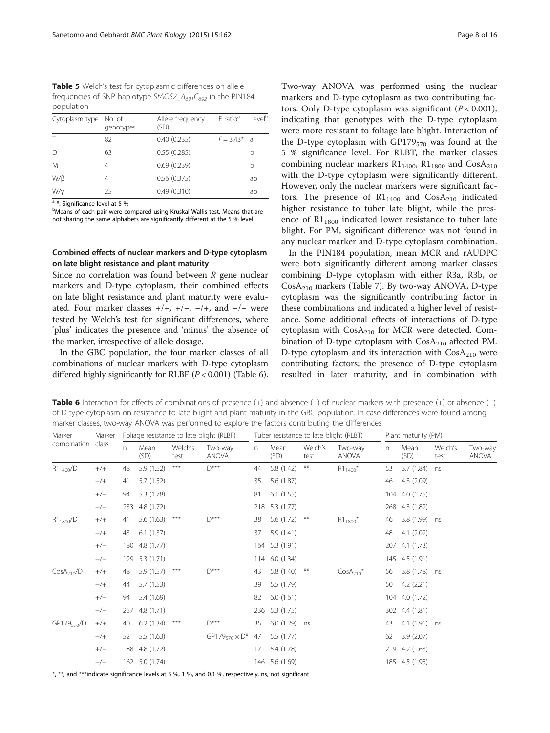**Table 5** Welch's test for cytoplasmic differences on allele frequencies of SNP haplotype *StAOS2_A$_{691}$C$_{692}$* in the PIN184 population

| Cytoplasm type | No. of genotypes | Allele frequency (SD) | F ratio[a] | Level[b] |
|---|---|---|---|---|
| T | 82 | 0.40 (0.235) | $F = 3.43$* | a |
| D | 63 | 0.55 (0.285) | | b |
| M | 4 | 0.69 (0.239) | | b |
| W/β | 4 | 0.56 (0.375) | | ab |
| W/γ | 25 | 0.49 (0.310) | | ab |

[a] *: Significance level at 5 %

[b] Means of each pair were compared using Kruskal-Wallis test. Means that are not sharing the same alphabets are significantly different at the 5 % level

### Combined effects of nuclear markers and D-type cytoplasm on late blight resistance and plant maturity

Since no correlation was found between *R* gene nuclear markers and D-type cytoplasm, their combined effects on late blight resistance and plant maturity were evaluated. Four marker classes +/+, +/−, −/+, and −/− were tested by Welch's test for significant differences, where 'plus' indicates the presence and 'minus' the absence of the marker, irrespective of allele dosage.

In the GBC population, the four marker classes of all combinations of nuclear markers with D-type cytoplasm differed highly significantly for RLBF ($P < 0.001$) (Table 6). Two-way ANOVA was performed using the nuclear markers and D-type cytoplasm as two contributing factors. Only D-type cytoplasm was significant ($P < 0.001$), indicating that genotypes with the D-type cytoplasm were more resistant to foliage late blight. Interaction of the D-type cytoplasm with GP179$_{570}$ was found at the 5 % significance level. For RLBT, the marker classes combining nuclear markers R1$_{1400}$, R1$_{1800}$ and CosA$_{210}$ with the D-type cytoplasm were significantly different. However, only the nuclear markers were significant factors. The presence of R1$_{1400}$ and CosA$_{210}$ indicated higher resistance to tuber late blight, while the presence of R1$_{1800}$ indicated lower resistance to tuber late blight. For PM, significant difference was not found in any nuclear marker and D-type cytoplasm combination.

In the PIN184 population, mean MCR and rAUDPC were both significantly different among marker classes combining D-type cytoplasm with either R3a, R3b, or CosA$_{210}$ markers (Table 7). By two-way ANOVA, D-type cytoplasm was the significantly contributing factor in these combinations and indicated a higher level of resistance. Some additional effects of interactions of D-type cytoplasm with CosA$_{210}$ for MCR were detected. Combination of D-type cytoplasm with CosA$_{210}$ affected PM. D-type cytoplasm and its interaction with CosA$_{210}$ were contributing factors; the presence of D-type cytoplasm resulted in later maturity, and in combination with

**Table 6** Interaction for effects of combinations of presence (+) and absence (−) of nuclear markers with presence (+) or absence (−) of D-type cytoplasm on resistance to late blight and plant maturity in the GBC population. In case differences were found among marker classes, two-way ANOVA was performed to explore the factors contributing the differences

| Marker combination | Marker class | Foliage resistance to late blight (RLBF) | | | | Tuber resistance to late blight (RLBT) | | | | Plant maturity (PM) | | | |
|---|---|---|---|---|---|---|---|---|---|---|---|---|---|
| | | n | Mean (SD) | Welch's test | Two-way ANOVA | n | Mean (SD) | Welch's test | Two-way ANOVA | n | Mean (SD) | Welch's test | Two-way ANOVA |
| R1$_{1400}$/D | +/+ | 48 | 5.9 (1.52) | *** | D*** | 44 | 5.8 (1.42) | ** | R1$_{1400}$* | 53 | 3.7 (1.84) | ns | |
| | −/+ | 41 | 5.7 (1.52) | | | 35 | 5.6 (1.87) | | | 46 | 4.3 (2.09) | | |
| | +/− | 94 | 5.3 (1.78) | | | 81 | 6.1 (1.55) | | | 104 | 4.0 (1.75) | | |
| | −/− | 233 | 4.8 (1.72) | | | 218 | 5.3 (1.77) | | | 268 | 4.3 (1.82) | | |
| R1$_{1800}$/D | +/+ | 41 | 5.6 (1.63) | *** | D*** | 38 | 5.6 (1.72) | ** | R1$_{1800}$* | 46 | 3.8 (1.99) | ns | |
| | −/+ | 43 | 6.1 (1.37) | | | 37 | 5.9 (1.41) | | | 48 | 4.1 (2.02) | | |
| | +/− | 180 | 4.8 (1.77) | | | 164 | 5.3 (1.91) | | | 207 | 4.1 (1.73) | | |
| | −/− | 129 | 5.3 (1.71) | | | 114 | 6.0 (1.34) | | | 145 | 4.5 (1.91) | | |
| CosA$_{210}$/D | +/+ | 48 | 5.9 (1.57) | *** | D*** | 43 | 5.8 (1.40) | ** | CosA$_{210}$* | 56 | 3.8 (1.78) | ns | |
| | −/+ | 44 | 5.7 (1.53) | | | 39 | 5.5 (1.79) | | | 50 | 4.2 (2.21) | | |
| | +/− | 94 | 5.4 (1.69) | | | 82 | 6.0 (1.61) | | | 104 | 4.0 (1.72) | | |
| | −/− | 257 | 4.8 (1.71) | | | 236 | 5.3 (1.75) | | | 302 | 4.4 (1.81) | | |
| GP179$_{570}$/D | +/+ | 40 | 6.2 (1.34) | *** | D*** | 35 | 6.0 (1.29) | ns | | 43 | 4.1 (1.91) | ns | |
| | −/+ | 52 | 5.5 (1.63) | | GP179$_{570}$ × D* | 47 | 5.5 (1.77) | | | 62 | 3.9 (2.07) | | |
| | +/− | 188 | 4.8 (1.72) | | | 171 | 5.4 (1.78) | | | 219 | 4.2 (1.63) | | |
| | −/− | 162 | 5.0 (1.74) | | | 146 | 5.6 (1.69) | | | 185 | 4.5 (1.95) | | |

*, **, and ***indicate significance levels at 5 %, 1 %, and 0.1 %, respectively. ns, not significant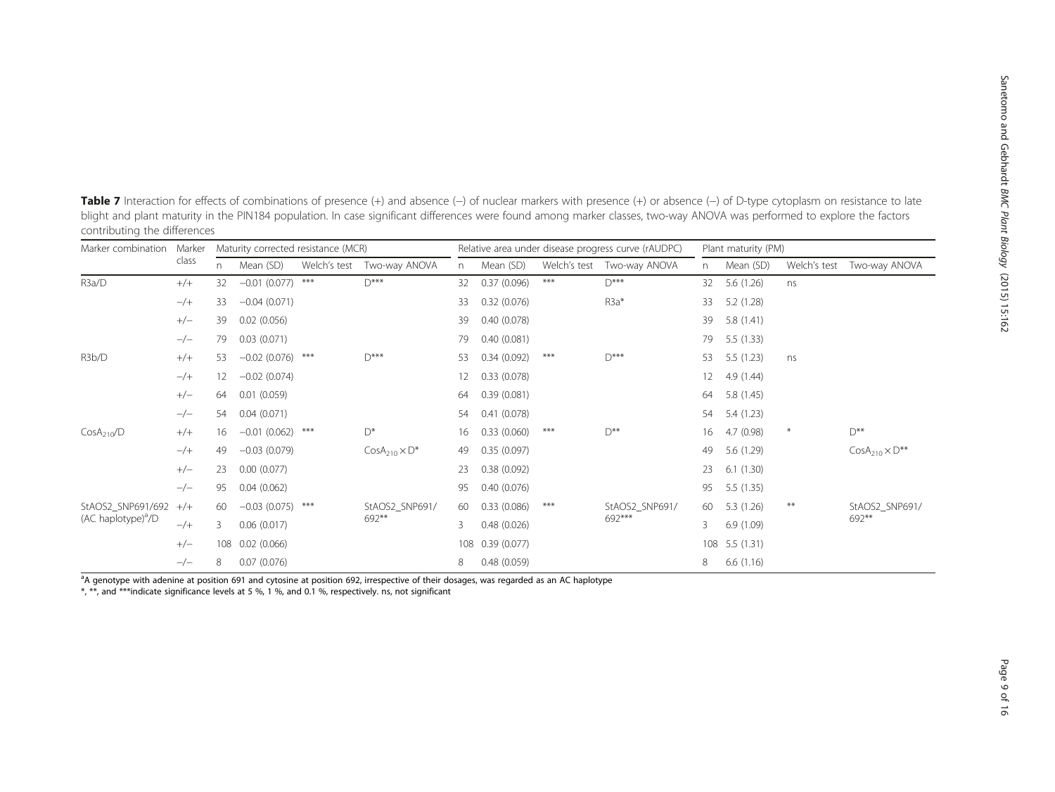**Table 7** Interaction for effects of combinations of presence (+) and absence (−) of nuclear markers with presence (+) or absence (−) of D-type cytoplasm on resistance to late blight and plant maturity in the PIN184 population. In case significant differences were found among marker classes, two-way ANOVA was performed to explore the factors contributing the differences

| Marker combination | Marker class | Maturity corrected resistance (MCR) | | | | Relative area under disease progress curve (rAUDPC) | | | | Plant maturity (PM) | | | |
|---|---|---|---|---|---|---|---|---|---|---|---|---|---|
| | | n | Mean (SD) | Welch's test | Two-way ANOVA | n | Mean (SD) | Welch's test | Two-way ANOVA | n | Mean (SD) | Welch's test | Two-way ANOVA |
| R3a/D | +/+ | 32 | −0.01 (0.077) | *** | D*** | 32 | 0.37 (0.096) | *** | D*** | 32 | 5.6 (1.26) | ns | |
| | −/+ | 33 | −0.04 (0.071) | | | 33 | 0.32 (0.076) | | R3a* | 33 | 5.2 (1.28) | | |
| | +/− | 39 | 0.02 (0.056) | | | 39 | 0.40 (0.078) | | | 39 | 5.8 (1.41) | | |
| | −/− | 79 | 0.03 (0.071) | | | 79 | 0.40 (0.081) | | | 79 | 5.5 (1.33) | | |
| R3b/D | +/+ | 53 | −0.02 (0.076) | *** | D*** | 53 | 0.34 (0.092) | *** | D*** | 53 | 5.5 (1.23) | ns | |
| | −/+ | 12 | −0.02 (0.074) | | | 12 | 0.33 (0.078) | | | 12 | 4.9 (1.44) | | |
| | +/− | 64 | 0.01 (0.059) | | | 64 | 0.39 (0.081) | | | 64 | 5.8 (1.45) | | |
| | −/− | 54 | 0.04 (0.071) | | | 54 | 0.41 (0.078) | | | 54 | 5.4 (1.23) | | |
| $CosA_{210}$/D | +/+ | 16 | −0.01 (0.062) | *** | D* | 16 | 0.33 (0.060) | *** | D** | 16 | 4.7 (0.98) | * | D** |
| | −/+ | 49 | −0.03 (0.079) | | $CosA_{210}$ × D* | 49 | 0.35 (0.097) | | | 49 | 5.6 (1.29) | | $CosA_{210}$ × D** |
| | +/− | 23 | 0.00 (0.077) | | | 23 | 0.38 (0.092) | | | 23 | 6.1 (1.30) | | |
| | −/− | 95 | 0.04 (0.062) | | | 95 | 0.40 (0.076) | | | 95 | 5.5 (1.35) | | |
| StAOS2_SNP691/692 (AC haplotype)[a]/D | +/+ | 60 | −0.03 (0.075) | *** | StAOS2_SNP691/692** | 60 | 0.33 (0.086) | *** | StAOS2_SNP691/692*** | 60 | 5.3 (1.26) | ** | StAOS2_SNP691/692** |
| | −/+ | 3 | 0.06 (0.017) | | | 3 | 0.48 (0.026) | | | 3 | 6.9 (1.09) | | |
| | +/− | 108 | 0.02 (0.066) | | | 108 | 0.39 (0.077) | | | 108 | 5.5 (1.31) | | |
| | −/− | 8 | 0.07 (0.076) | | | 8 | 0.48 (0.059) | | | 8 | 6.6 (1.16) | | |

[a]A genotype with adenine at position 691 and cytosine at position 692, irrespective of their dosages, was regarded as an AC haplotype

*, **, and ***indicate significance levels at 5 %, 1 %, and 0.1 %, respectively. ns, not significant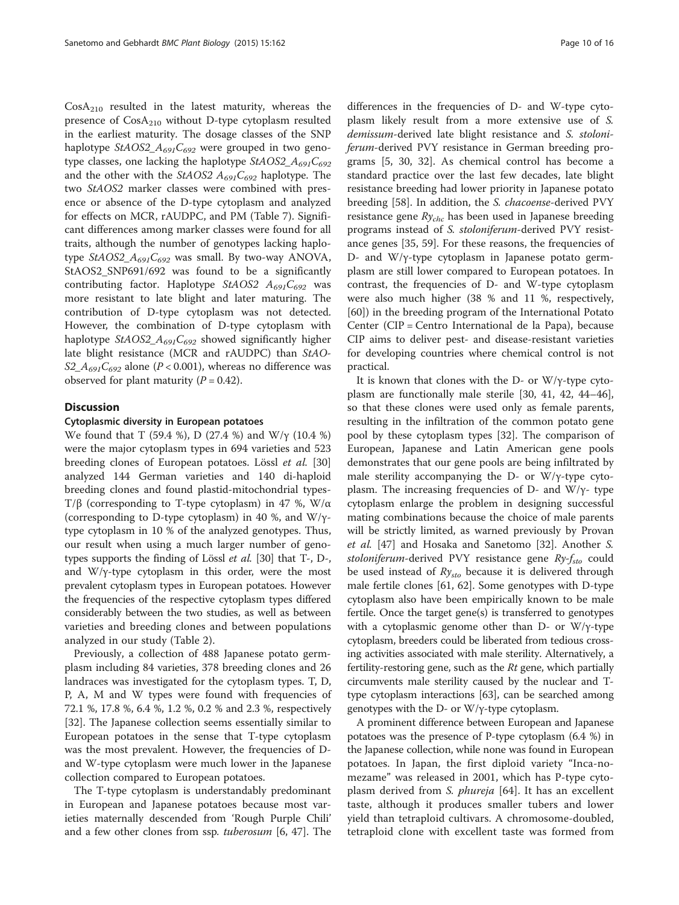$CosA_{210}$ resulted in the latest maturity, whereas the presence of $CosA_{210}$ without D-type cytoplasm resulted in the earliest maturity. The dosage classes of the SNP haplotype $StAOS2\_A_{691}C_{692}$ were grouped in two genotype classes, one lacking the haplotype $StAOS2\_A_{691}C_{692}$ and the other with the $StAOS2\ A_{691}C_{692}$ haplotype. The two *StAOS2* marker classes were combined with presence or absence of the D-type cytoplasm and analyzed for effects on MCR, rAUDPC, and PM (Table 7). Significant differences among marker classes were found for all traits, although the number of genotypes lacking haplotype $StAOS2\_A_{691}C_{692}$ was small. By two-way ANOVA, StAOS2_SNP691/692 was found to be a significantly contributing factor. Haplotype $StAOS2\ A_{691}C_{692}$ was more resistant to late blight and later maturing. The contribution of D-type cytoplasm was not detected. However, the combination of D-type cytoplasm with haplotype $StAOS2\_A_{691}C_{692}$ showed significantly higher late blight resistance (MCR and rAUDPC) than $StAOS2\_A_{691}C_{692}$ alone ($P < 0.001$), whereas no difference was observed for plant maturity ($P = 0.42$).

## Discussion

### Cytoplasmic diversity in European potatoes

We found that T (59.4 %), D (27.4 %) and W/γ (10.4 %) were the major cytoplasm types in 694 varieties and 523 breeding clones of European potatoes. Lössl *et al.* [30] analyzed 144 German varieties and 140 di-haploid breeding clones and found plastid-mitochondrial types-T/β (corresponding to T-type cytoplasm) in 47 %, W/α (corresponding to D-type cytoplasm) in 40 %, and W/γ-type cytoplasm in 10 % of the analyzed genotypes. Thus, our result when using a much larger number of genotypes supports the finding of Lössl *et al.* [30] that T-, D-, and W/γ-type cytoplasm in this order, were the most prevalent cytoplasm types in European potatoes. However the frequencies of the respective cytoplasm types differed considerably between the two studies, as well as between varieties and breeding clones and between populations analyzed in our study (Table 2).

Previously, a collection of 488 Japanese potato germplasm including 84 varieties, 378 breeding clones and 26 landraces was investigated for the cytoplasm types. T, D, P, A, M and W types were found with frequencies of 72.1 %, 17.8 %, 6.4 %, 1.2 %, 0.2 % and 2.3 %, respectively [32]. The Japanese collection seems essentially similar to European potatoes in the sense that T-type cytoplasm was the most prevalent. However, the frequencies of D- and W-type cytoplasm were much lower in the Japanese collection compared to European potatoes.

The T-type cytoplasm is understandably predominant in European and Japanese potatoes because most varieties maternally descended from 'Rough Purple Chili' and a few other clones from ssp. *tuberosum* [6, 47]. The differences in the frequencies of D- and W-type cytoplasm likely result from a more extensive use of *S. demissum*-derived late blight resistance and *S. stoloniferum*-derived PVY resistance in German breeding programs [5, 30, 32]. As chemical control has become a standard practice over the last few decades, late blight resistance breeding had lower priority in Japanese potato breeding [58]. In addition, the *S. chacoense*-derived PVY resistance gene $Ry_{chc}$ has been used in Japanese breeding programs instead of *S. stoloniferum*-derived PVY resistance genes [35, 59]. For these reasons, the frequencies of D- and W/γ-type cytoplasm in Japanese potato germplasm are still lower compared to European potatoes. In contrast, the frequencies of D- and W-type cytoplasm were also much higher (38 % and 11 %, respectively, [60]) in the breeding program of the International Potato Center (CIP = Centro International de la Papa), because CIP aims to deliver pest- and disease-resistant varieties for developing countries where chemical control is not practical.

It is known that clones with the D- or W/γ-type cytoplasm are functionally male sterile [30, 41, 42, 44–46], so that these clones were used only as female parents, resulting in the infiltration of the common potato gene pool by these cytoplasm types [32]. The comparison of European, Japanese and Latin American gene pools demonstrates that our gene pools are being infiltrated by male sterility accompanying the D- or W/γ-type cytoplasm. The increasing frequencies of D- and W/γ- type cytoplasm enlarge the problem in designing successful mating combinations because the choice of male parents will be strictly limited, as warned previously by Provan *et al.* [47] and Hosaka and Sanetomo [32]. Another *S. stoloniferum*-derived PVY resistance gene $Ry\text{-}f_{sto}$ could be used instead of $Ry_{sto}$ because it is delivered through male fertile clones [61, 62]. Some genotypes with D-type cytoplasm also have been empirically known to be male fertile. Once the target gene(s) is transferred to genotypes with a cytoplasmic genome other than D- or W/γ-type cytoplasm, breeders could be liberated from tedious crossing activities associated with male sterility. Alternatively, a fertility-restoring gene, such as the *Rt* gene, which partially circumvents male sterility caused by the nuclear and T-type cytoplasm interactions [63], can be searched among genotypes with the D- or W/γ-type cytoplasm.

A prominent difference between European and Japanese potatoes was the presence of P-type cytoplasm (6.4 %) in the Japanese collection, while none was found in European potatoes. In Japan, the first diploid variety "Inca-no-mezame" was released in 2001, which has P-type cytoplasm derived from *S. phureja* [64]. It has an excellent taste, although it produces smaller tubers and lower yield than tetraploid cultivars. A chromosome-doubled, tetraploid clone with excellent taste was formed from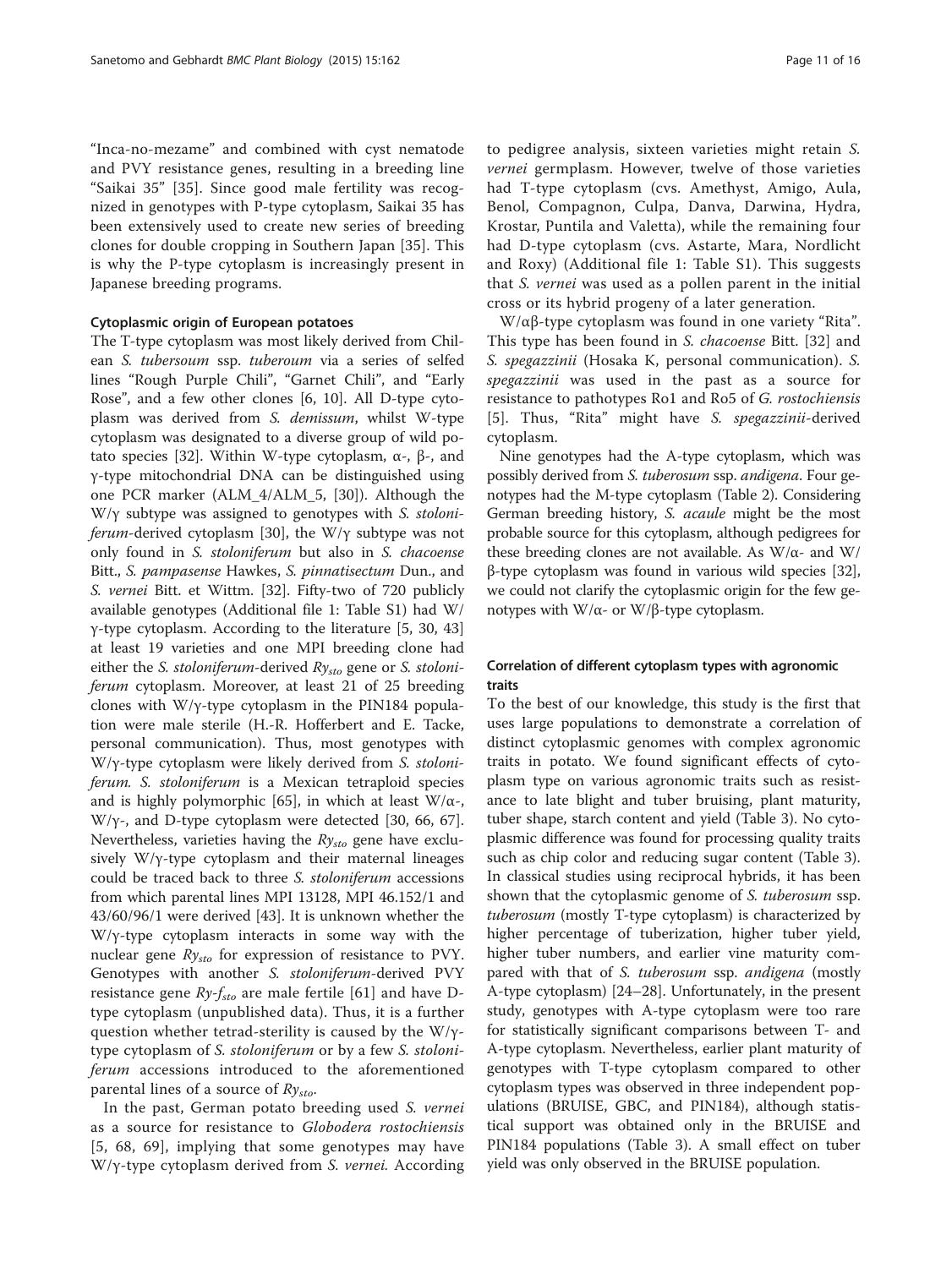"Inca-no-mezame" and combined with cyst nematode and PVY resistance genes, resulting in a breeding line "Saikai 35" [35]. Since good male fertility was recognized in genotypes with P-type cytoplasm, Saikai 35 has been extensively used to create new series of breeding clones for double cropping in Southern Japan [35]. This is why the P-type cytoplasm is increasingly present in Japanese breeding programs.

### Cytoplasmic origin of European potatoes

The T-type cytoplasm was most likely derived from Chilean *S. tubersoum* ssp. *tuberoum* via a series of selfed lines "Rough Purple Chili", "Garnet Chili", and "Early Rose", and a few other clones [6, 10]. All D-type cytoplasm was derived from *S. demissum*, whilst W-type cytoplasm was designated to a diverse group of wild potato species [32]. Within W-type cytoplasm, α-, β-, and γ-type mitochondrial DNA can be distinguished using one PCR marker (ALM_4/ALM_5, [30]). Although the W/γ subtype was assigned to genotypes with *S. stoloniferum*-derived cytoplasm [30], the W/γ subtype was not only found in *S. stoloniferum* but also in *S. chacoense* Bitt., *S. pampasense* Hawkes, *S. pinnatisectum* Dun., and *S. vernei* Bitt. et Wittm. [32]. Fifty-two of 720 publicly available genotypes (Additional file 1: Table S1) had W/γ-type cytoplasm. According to the literature [5, 30, 43] at least 19 varieties and one MPI breeding clone had either the *S. stoloniferum*-derived $Ry_{sto}$ gene or *S. stoloniferum* cytoplasm. Moreover, at least 21 of 25 breeding clones with W/γ-type cytoplasm in the PIN184 population were male sterile (H.-R. Hofferbert and E. Tacke, personal communication). Thus, most genotypes with W/γ-type cytoplasm were likely derived from *S. stoloniferum*. *S. stoloniferum* is a Mexican tetraploid species and is highly polymorphic [65], in which at least W/α-, W/γ-, and D-type cytoplasm were detected [30, 66, 67]. Nevertheless, varieties having the $Ry_{sto}$ gene have exclusively W/γ-type cytoplasm and their maternal lineages could be traced back to three *S. stoloniferum* accessions from which parental lines MPI 13128, MPI 46.152/1 and 43/60/96/1 were derived [43]. It is unknown whether the W/γ-type cytoplasm interacts in some way with the nuclear gene $Ry_{sto}$ for expression of resistance to PVY. Genotypes with another *S. stoloniferum*-derived PVY resistance gene $Ry\text{-}f_{sto}$ are male fertile [61] and have D-type cytoplasm (unpublished data). Thus, it is a further question whether tetrad-sterility is caused by the W/γ-type cytoplasm of *S. stoloniferum* or by a few *S. stoloniferum* accessions introduced to the aforementioned parental lines of a source of $Ry_{sto}$.

In the past, German potato breeding used *S. vernei* as a source for resistance to *Globodera rostochiensis* [5, 68, 69], implying that some genotypes may have W/γ-type cytoplasm derived from *S. vernei.* According to pedigree analysis, sixteen varieties might retain *S. vernei* germplasm. However, twelve of those varieties had T-type cytoplasm (cvs. Amethyst, Amigo, Aula, Benol, Compagnon, Culpa, Danva, Darwina, Hydra, Krostar, Puntila and Valetta), while the remaining four had D-type cytoplasm (cvs. Astarte, Mara, Nordlicht and Roxy) (Additional file 1: Table S1). This suggests that *S. vernei* was used as a pollen parent in the initial cross or its hybrid progeny of a later generation.

W/αβ-type cytoplasm was found in one variety "Rita". This type has been found in *S. chacoense* Bitt. [32] and *S. spegazzinii* (Hosaka K, personal communication). *S. spegazzinii* was used in the past as a source for resistance to pathotypes Ro1 and Ro5 of *G. rostochiensis* [5]. Thus, "Rita" might have *S. spegazzinii*-derived cytoplasm.

Nine genotypes had the A-type cytoplasm, which was possibly derived from *S. tuberosum* ssp. *andigena*. Four genotypes had the M-type cytoplasm (Table 2). Considering German breeding history, *S. acaule* might be the most probable source for this cytoplasm, although pedigrees for these breeding clones are not available. As W/α- and W/β-type cytoplasm was found in various wild species [32], we could not clarify the cytoplasmic origin for the few genotypes with W/α- or W/β-type cytoplasm.

### Correlation of different cytoplasm types with agronomic traits

To the best of our knowledge, this study is the first that uses large populations to demonstrate a correlation of distinct cytoplasmic genomes with complex agronomic traits in potato. We found significant effects of cytoplasm type on various agronomic traits such as resistance to late blight and tuber bruising, plant maturity, tuber shape, starch content and yield (Table 3). No cytoplasmic difference was found for processing quality traits such as chip color and reducing sugar content (Table 3). In classical studies using reciprocal hybrids, it has been shown that the cytoplasmic genome of *S. tuberosum* ssp. *tuberosum* (mostly T-type cytoplasm) is characterized by higher percentage of tuberization, higher tuber yield, higher tuber numbers, and earlier vine maturity compared with that of *S. tuberosum* ssp. *andigena* (mostly A-type cytoplasm) [24–28]. Unfortunately, in the present study, genotypes with A-type cytoplasm were too rare for statistically significant comparisons between T- and A-type cytoplasm. Nevertheless, earlier plant maturity of genotypes with T-type cytoplasm compared to other cytoplasm types was observed in three independent populations (BRUISE, GBC, and PIN184), although statistical support was obtained only in the BRUISE and PIN184 populations (Table 3). A small effect on tuber yield was only observed in the BRUISE population.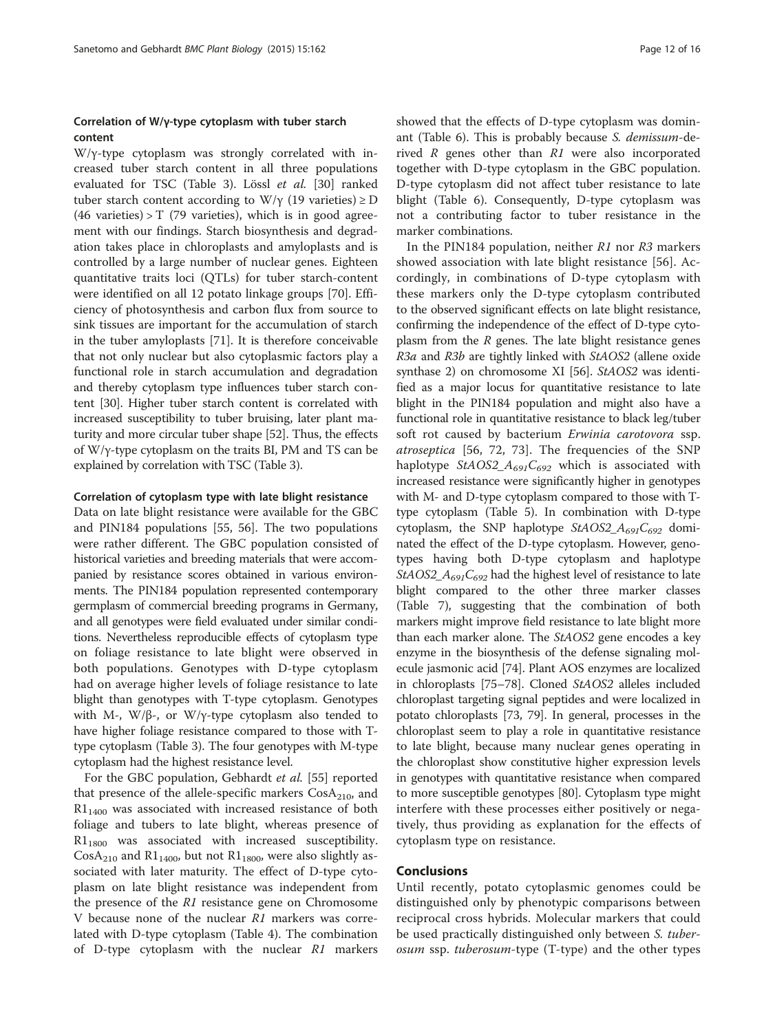### Correlation of W/γ-type cytoplasm with tuber starch content

W/γ-type cytoplasm was strongly correlated with increased tuber starch content in all three populations evaluated for TSC (Table 3). Lössl *et al.* [30] ranked tuber starch content according to W/γ (19 varieties) ≥ D (46 varieties) > T (79 varieties), which is in good agreement with our findings. Starch biosynthesis and degradation takes place in chloroplasts and amyloplasts and is controlled by a large number of nuclear genes. Eighteen quantitative traits loci (QTLs) for tuber starch-content were identified on all 12 potato linkage groups [70]. Efficiency of photosynthesis and carbon flux from source to sink tissues are important for the accumulation of starch in the tuber amyloplasts [71]. It is therefore conceivable that not only nuclear but also cytoplasmic factors play a functional role in starch accumulation and degradation and thereby cytoplasm type influences tuber starch content [30]. Higher tuber starch content is correlated with increased susceptibility to tuber bruising, later plant maturity and more circular tuber shape [52]. Thus, the effects of W/γ-type cytoplasm on the traits BI, PM and TS can be explained by correlation with TSC (Table 3).

### Correlation of cytoplasm type with late blight resistance

Data on late blight resistance were available for the GBC and PIN184 populations [55, 56]. The two populations were rather different. The GBC population consisted of historical varieties and breeding materials that were accompanied by resistance scores obtained in various environments. The PIN184 population represented contemporary germplasm of commercial breeding programs in Germany, and all genotypes were field evaluated under similar conditions. Nevertheless reproducible effects of cytoplasm type on foliage resistance to late blight were observed in both populations. Genotypes with D-type cytoplasm had on average higher levels of foliage resistance to late blight than genotypes with T-type cytoplasm. Genotypes with M-, W/β-, or W/γ-type cytoplasm also tended to have higher foliage resistance compared to those with T-type cytoplasm (Table 3). The four genotypes with M-type cytoplasm had the highest resistance level.

For the GBC population, Gebhardt *et al.* [55] reported that presence of the allele-specific markers $CosA_{210}$, and $R1_{1400}$ was associated with increased resistance of both foliage and tubers to late blight, whereas presence of $R1_{1800}$ was associated with increased susceptibility. $CosA_{210}$ and $R1_{1400}$, but not $R1_{1800}$, were also slightly associated with later maturity. The effect of D-type cytoplasm on late blight resistance was independent from the presence of the *R1* resistance gene on Chromosome V because none of the nuclear *R1* markers was correlated with D-type cytoplasm (Table 4). The combination of D-type cytoplasm with the nuclear *R1* markers showed that the effects of D-type cytoplasm was dominant (Table 6). This is probably because *S. demissum*-derived *R* genes other than *R1* were also incorporated together with D-type cytoplasm in the GBC population. D-type cytoplasm did not affect tuber resistance to late blight (Table 6). Consequently, D-type cytoplasm was not a contributing factor to tuber resistance in the marker combinations.

In the PIN184 population, neither *R1* nor *R3* markers showed association with late blight resistance [56]. Accordingly, in combinations of D-type cytoplasm with these markers only the D-type cytoplasm contributed to the observed significant effects on late blight resistance, confirming the independence of the effect of D-type cytoplasm from the *R* genes. The late blight resistance genes *R3a* and *R3b* are tightly linked with *StAOS2* (allene oxide synthase 2) on chromosome XI [56]. *StAOS2* was identified as a major locus for quantitative resistance to late blight in the PIN184 population and might also have a functional role in quantitative resistance to black leg/tuber soft rot caused by bacterium *Erwinia carotovora* ssp. *atroseptica* [56, 72, 73]. The frequencies of the SNP haplotype $StAOS2\_A_{691}C_{692}$ which is associated with increased resistance were significantly higher in genotypes with M- and D-type cytoplasm compared to those with T-type cytoplasm (Table 5). In combination with D-type cytoplasm, the SNP haplotype $StAOS2\_A_{691}C_{692}$ dominated the effect of the D-type cytoplasm. However, genotypes having both D-type cytoplasm and haplotype $StAOS2\_A_{691}C_{692}$ had the highest level of resistance to late blight compared to the other three marker classes (Table 7), suggesting that the combination of both markers might improve field resistance to late blight more than each marker alone. The *StAOS2* gene encodes a key enzyme in the biosynthesis of the defense signaling molecule jasmonic acid [74]. Plant AOS enzymes are localized in chloroplasts [75–78]. Cloned *StAOS2* alleles included chloroplast targeting signal peptides and were localized in potato chloroplasts [73, 79]. In general, processes in the chloroplast seem to play a role in quantitative resistance to late blight, because many nuclear genes operating in the chloroplast show constitutive higher expression levels in genotypes with quantitative resistance when compared to more susceptible genotypes [80]. Cytoplasm type might interfere with these processes either positively or negatively, thus providing as explanation for the effects of cytoplasm type on resistance.

## Conclusions

Until recently, potato cytoplasmic genomes could be distinguished only by phenotypic comparisons between reciprocal cross hybrids. Molecular markers that could be used practically distinguished only between *S. tuberosum* ssp. *tuberosum*-type (T-type) and the other types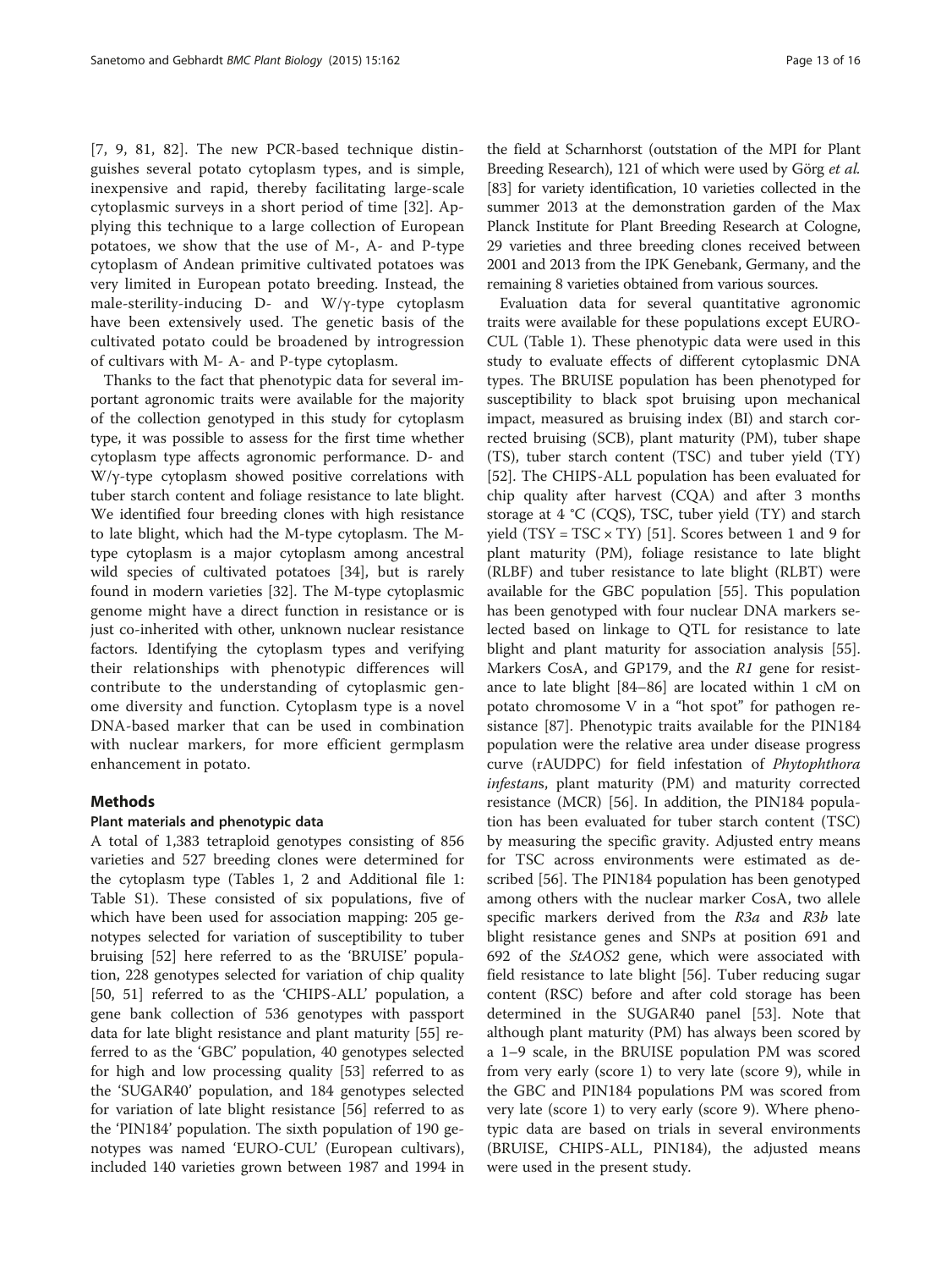[7, 9, 81, 82]. The new PCR-based technique distinguishes several potato cytoplasm types, and is simple, inexpensive and rapid, thereby facilitating large-scale cytoplasmic surveys in a short period of time [32]. Applying this technique to a large collection of European potatoes, we show that the use of M-, A- and P-type cytoplasm of Andean primitive cultivated potatoes was very limited in European potato breeding. Instead, the male-sterility-inducing D- and W/γ-type cytoplasm have been extensively used. The genetic basis of the cultivated potato could be broadened by introgression of cultivars with M- A- and P-type cytoplasm.

Thanks to the fact that phenotypic data for several important agronomic traits were available for the majority of the collection genotyped in this study for cytoplasm type, it was possible to assess for the first time whether cytoplasm type affects agronomic performance. D- and W/γ-type cytoplasm showed positive correlations with tuber starch content and foliage resistance to late blight. We identified four breeding clones with high resistance to late blight, which had the M-type cytoplasm. The M-type cytoplasm is a major cytoplasm among ancestral wild species of cultivated potatoes [34], but is rarely found in modern varieties [32]. The M-type cytoplasmic genome might have a direct function in resistance or is just co-inherited with other, unknown nuclear resistance factors. Identifying the cytoplasm types and verifying their relationships with phenotypic differences will contribute to the understanding of cytoplasmic genome diversity and function. Cytoplasm type is a novel DNA-based marker that can be used in combination with nuclear markers, for more efficient germplasm enhancement in potato.

## Methods

### Plant materials and phenotypic data

A total of 1,383 tetraploid genotypes consisting of 856 varieties and 527 breeding clones were determined for the cytoplasm type (Tables 1, 2 and Additional file 1: Table S1). These consisted of six populations, five of which have been used for association mapping: 205 genotypes selected for variation of susceptibility to tuber bruising [52] here referred to as the 'BRUISE' population, 228 genotypes selected for variation of chip quality [50, 51] referred to as the 'CHIPS-ALL' population, a gene bank collection of 536 genotypes with passport data for late blight resistance and plant maturity [55] referred to as the 'GBC' population, 40 genotypes selected for high and low processing quality [53] referred to as the 'SUGAR40' population, and 184 genotypes selected for variation of late blight resistance [56] referred to as the 'PIN184' population. The sixth population of 190 genotypes was named 'EURO-CUL' (European cultivars), included 140 varieties grown between 1987 and 1994 in the field at Scharnhorst (outstation of the MPI for Plant Breeding Research), 121 of which were used by Görg *et al.* [83] for variety identification, 10 varieties collected in the summer 2013 at the demonstration garden of the Max Planck Institute for Plant Breeding Research at Cologne, 29 varieties and three breeding clones received between 2001 and 2013 from the IPK Genebank, Germany, and the remaining 8 varieties obtained from various sources.

Evaluation data for several quantitative agronomic traits were available for these populations except EURO-CUL (Table 1). These phenotypic data were used in this study to evaluate effects of different cytoplasmic DNA types. The BRUISE population has been phenotyped for susceptibility to black spot bruising upon mechanical impact, measured as bruising index (BI) and starch corrected bruising (SCB), plant maturity (PM), tuber shape (TS), tuber starch content (TSC) and tuber yield (TY) [52]. The CHIPS-ALL population has been evaluated for chip quality after harvest (CQA) and after 3 months storage at 4 °C (CQS), TSC, tuber yield (TY) and starch yield (TSY = TSC × TY) [51]. Scores between 1 and 9 for plant maturity (PM), foliage resistance to late blight (RLBF) and tuber resistance to late blight (RLBT) were available for the GBC population [55]. This population has been genotyped with four nuclear DNA markers selected based on linkage to QTL for resistance to late blight and plant maturity for association analysis [55]. Markers CosA, and GP179, and the *R1* gene for resistance to late blight [84–86] are located within 1 cM on potato chromosome V in a "hot spot" for pathogen resistance [87]. Phenotypic traits available for the PIN184 population were the relative area under disease progress curve (rAUDPC) for field infestation of *Phytophthora infestan*s, plant maturity (PM) and maturity corrected resistance (MCR) [56]. In addition, the PIN184 population has been evaluated for tuber starch content (TSC) by measuring the specific gravity. Adjusted entry means for TSC across environments were estimated as described [56]. The PIN184 population has been genotyped among others with the nuclear marker CosA, two allele specific markers derived from the *R3a* and *R3b* late blight resistance genes and SNPs at position 691 and 692 of the *StAOS2* gene, which were associated with field resistance to late blight [56]. Tuber reducing sugar content (RSC) before and after cold storage has been determined in the SUGAR40 panel [53]. Note that although plant maturity (PM) has always been scored by a 1–9 scale, in the BRUISE population PM was scored from very early (score 1) to very late (score 9), while in the GBC and PIN184 populations PM was scored from very late (score 1) to very early (score 9). Where phenotypic data are based on trials in several environments (BRUISE, CHIPS-ALL, PIN184), the adjusted means were used in the present study.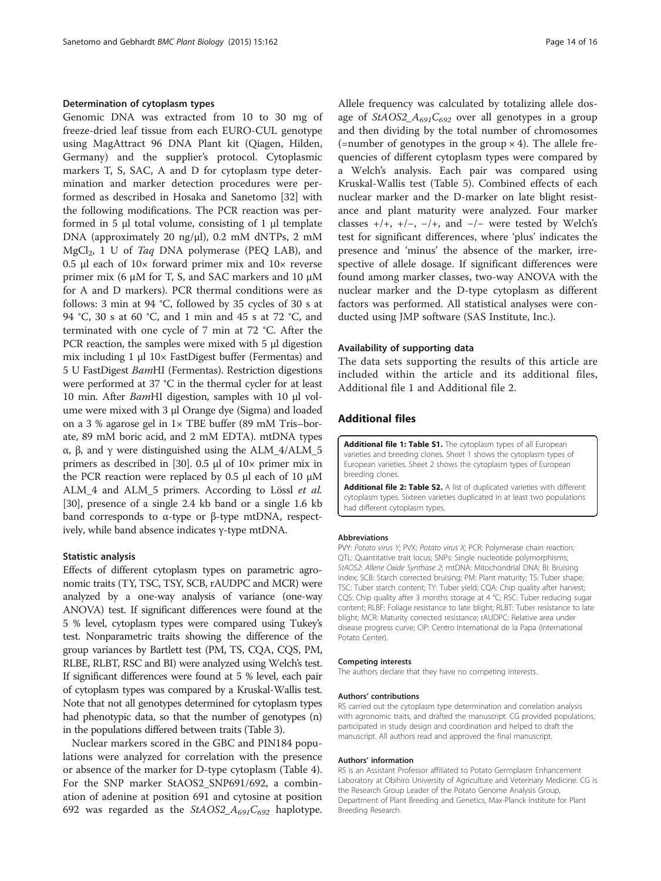### Determination of cytoplasm types

Genomic DNA was extracted from 10 to 30 mg of freeze-dried leaf tissue from each EURO-CUL genotype using MagAttract 96 DNA Plant kit (Qiagen, Hilden, Germany) and the supplier's protocol. Cytoplasmic markers T, S, SAC, A and D for cytoplasm type determination and marker detection procedures were performed as described in Hosaka and Sanetomo [32] with the following modifications. The PCR reaction was performed in 5 μl total volume, consisting of 1 μl template DNA (approximately 20 ng/μl), 0.2 mM dNTPs, 2 mM $MgCl_2$, 1 U of *Taq* DNA polymerase (PEQ LAB), and 0.5 μl each of 10× forward primer mix and 10× reverse primer mix (6 μM for T, S, and SAC markers and 10 μM for A and D markers). PCR thermal conditions were as follows: 3 min at 94 °C, followed by 35 cycles of 30 s at 94 °C, 30 s at 60 °C, and 1 min and 45 s at 72 °C, and terminated with one cycle of 7 min at 72 °C. After the PCR reaction, the samples were mixed with 5 μl digestion mix including 1 μl 10× FastDigest buffer (Fermentas) and 5 U FastDigest *Bam*HI (Fermentas). Restriction digestions were performed at 37 °C in the thermal cycler for at least 10 min. After *Bam*HI digestion, samples with 10 μl volume were mixed with 3 μl Orange dye (Sigma) and loaded on a 3 % agarose gel in 1× TBE buffer (89 mM Tris–borate, 89 mM boric acid, and 2 mM EDTA). mtDNA types α, β, and γ were distinguished using the ALM_4/ALM_5 primers as described in [30]. 0.5 μl of 10× primer mix in the PCR reaction were replaced by 0.5 μl each of 10 μM ALM_4 and ALM_5 primers. According to Lössl *et al.* [30], presence of a single 2.4 kb band or a single 1.6 kb band corresponds to α-type or β-type mtDNA, respectively, while band absence indicates γ-type mtDNA.

### Statistic analysis

Effects of different cytoplasm types on parametric agronomic traits (TY, TSC, TSY, SCB, rAUDPC and MCR) were analyzed by a one-way analysis of variance (one-way ANOVA) test. If significant differences were found at the 5 % level, cytoplasm types were compared using Tukey's test. Nonparametric traits showing the difference of the group variances by Bartlett test (PM, TS, CQA, CQS, PM, RLBE, RLBT, RSC and BI) were analyzed using Welch's test. If significant differences were found at 5 % level, each pair of cytoplasm types was compared by a Kruskal-Wallis test. Note that not all genotypes determined for cytoplasm types had phenotypic data, so that the number of genotypes (n) in the populations differed between traits (Table 3).

Nuclear markers scored in the GBC and PIN184 populations were analyzed for correlation with the presence or absence of the marker for D-type cytoplasm (Table 4). For the SNP marker StAOS2_SNP691/692, a combination of adenine at position 691 and cytosine at position 692 was regarded as the *StAOS2_A*$_{691}$*C*$_{692}$ haplotype. Allele frequency was calculated by totalizing allele dosage of *StAOS2_A*$_{691}$*C*$_{692}$ over all genotypes in a group and then dividing by the total number of chromosomes (=number of genotypes in the group × 4). The allele frequencies of different cytoplasm types were compared by a Welch's analysis. Each pair was compared using Kruskal-Wallis test (Table 5). Combined effects of each nuclear marker and the D-marker on late blight resistance and plant maturity were analyzed. Four marker classes +/+, +/−, −/+, and −/− were tested by Welch's test for significant differences, where 'plus' indicates the presence and 'minus' the absence of the marker, irrespective of allele dosage. If significant differences were found among marker classes, two-way ANOVA with the nuclear marker and the D-type cytoplasm as different factors was performed. All statistical analyses were conducted using JMP software (SAS Institute, Inc.).

### Availability of supporting data

The data sets supporting the results of this article are included within the article and its additional files, Additional file 1 and Additional file 2.

## Additional files

**Additional file 1: Table S1.** The cytoplasm types of all European varieties and breeding clones. Sheet 1 shows the cytoplasm types of European varieties. Sheet 2 shows the cytoplasm types of European breeding clones.

**Additional file 2: Table S2.** A list of duplicated varieties with different cytoplasm types. Sixteen varieties duplicated in at least two populations had different cytoplasm types.

#### Abbreviations

PVY: *Potato virus Y*; PVX: *Potato virus X*; PCR: Polymerase chain reaction; QTL: Quantitative trait locus; SNPs: Single nucleotide polymorphisms; *StAOS2*: *Allene Oxide Synthase 2*; mtDNA: Mitochondrial DNA; BI: Bruising index; SCB: Starch corrected bruising; PM: Plant maturity; TS: Tuber shape; TSC: Tuber starch content; TY: Tuber yield; CQA: Chip quality after harvest; CQS: Chip quality after 3 months storage at 4 °C; RSC: Tuber reducing sugar content; RLBF: Foliage resistance to late blight; RLBT: Tuber resistance to late blight; MCR: Maturity corrected resistance; rAUDPC: Relative area under disease progress curve; CIP: Centro International de la Papa (International Potato Center).

#### Competing interests

The authors declare that they have no competing interests.

#### Authors' contributions

RS carried out the cytoplasm type determination and correlation analysis with agronomic traits, and drafted the manuscript. CG provided populations, participated in study design and coordination and helped to draft the manuscript. All authors read and approved the final manuscript.

#### Authors' information

RS is an Assistant Professor affiliated to Potato Germplasm Enhancement Laboratory at Obihiro University of Agriculture and Veterinary Medicine. CG is the Research Group Leader of the Potato Genome Analysis Group, Department of Plant Breeding and Genetics, Max-Planck Institute for Plant Breeding Research.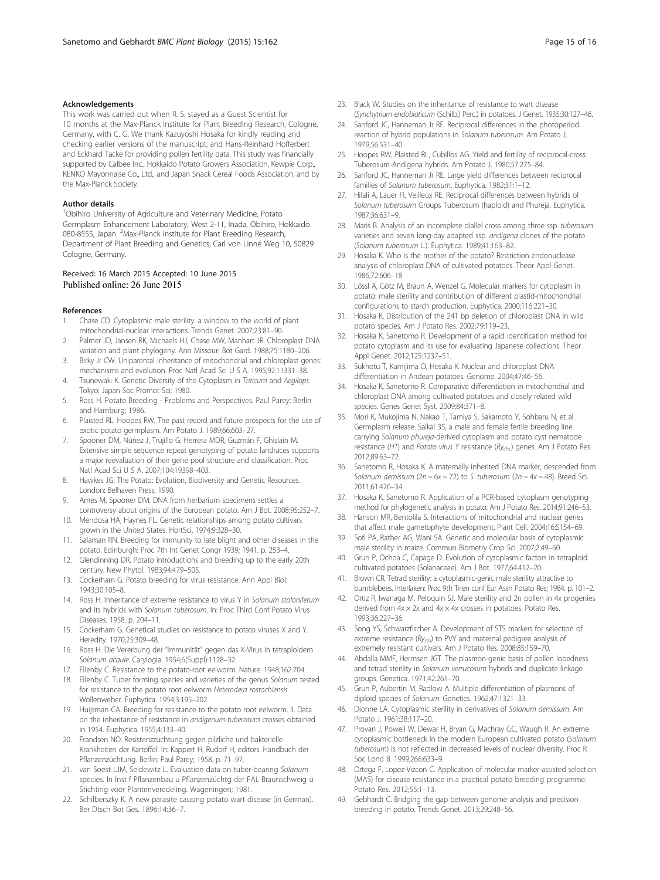### Acknowledgements

This work was carried out when R. S. stayed as a Guest Scientist for 10 months at the Max-Planck Institute for Plant Breeding Research, Cologne, Germany, with C. G. We thank Kazuyoshi Hosaka for kindly reading and checking earlier versions of the manuscript, and Hans-Reinhard Hofferbert and Eckhard Tacke for providing pollen fertility data. This study was financially supported by Calbee Inc., Hokkaido Potato Growers Association, Kewpie Corp., KENKO Mayonnaise Co., Ltd., and Japan Snack Cereal Foods Association, and by the Max-Planck Society.

### Author details

[1]Obihiro University of Agriculture and Veterinary Medicine, Potato Germplasm Enhancement Laboratory, West 2-11, Inada, Obihiro, Hokkaido 080-8555, Japan. [2]Max-Planck Institute for Plant Breeding Research, Department of Plant Breeding and Genetics, Carl von Linné Weg 10, 50829 Cologne, Germany.

Received: 16 March 2015 Accepted: 10 June 2015
Published online: 26 June 2015

### References

1. Chase CD. Cytoplasmic male sterility: a window to the world of plant mitochondrial-nuclear interactions. Trends Genet. 2007;23:81–90.
2. Palmer JD, Jansen RK, Michaels HJ, Chase MW, Manhart JR. Chloroplast DNA variation and plant phylogeny. Ann Missouri Bot Gard. 1988;75:1180–206.
3. Birky Jr CW. Uniparental inheritance of mitochondrial and chloroplast genes: mechanisms and evolution. Proc Natl Acad Sci U S A. 1995;92:11331–38.
4. Tsunewaki K. Genetic Diversity of the Cytoplasm in *Triticum* and *Aegilops*. Tokyo: Japan Soc Promot Sci; 1980.
5. Ross H. Potato Breeding - Problems and Perspectives. Paul Parey: Berlin and Hamburg; 1986.
6. Plaisted RL, Hoopes RW. The past record and future prospects for the use of exotic potato germplasm. Am Potato J. 1989;66:603–27.
7. Spooner DM, Núñez J, Trujillo G, Herrera MDR, Guzmán F, Ghislain M. Extensive simple sequence repeat genotyping of potato landraces supports a major reevaluation of their gene pool structure and classification. Proc Natl Acad Sci U S A. 2007;104:19398–403.
8. Hawkes JG. The Potato: Evolution, Biodiversity and Genetic Resources. London: Belhaven Press; 1990.
9. Ames M, Spooner DM. DNA from herbarium specimens settles a controversy about origins of the European potato. Am J Bot. 2008;95:252–7.
10. Mendosa HA, Haynes FL. Genetic relationships among potato cultivars grown in the United States. HortSci. 1974;9:328–30.
11. Salaman RN. Breeding for immunity to late blight and other diseases in the potato. Edinburgh: Proc 7th Int Genet Congr 1939; 1941. p. 253–4.
12. Glendinning DR. Potato introductions and breeding up to the early 20th century. New Phytol. 1983;94:479–505.
13. Cockerham G. Potato breeding for virus resistance. Ann Appl Biol. 1943;30:105–8.
14. Ross H. Inheritance of extreme resistance to virus Y in *Solanum stoloniferum* and its hybrids with *Solanum tuberosum*. In: Proc Third Conf Potato Virus Diseases. 1958. p. 204–11.
15. Cockerham G. Genetical studies on resistance to potato viruses X and Y. Heredity. 1970;25:309–48.
16. Ross H. Die Vererbung der "Immunität" gegen das X-Virus in tetraploidem *Solanum acaule*. Carylogia. 1954;6(Suppl):1128–32.
17. Ellenby C. Resistance to the potato-root eelworm. Nature. 1948;162:704.
18. Ellenby C. Tuber forming species and varieties of the genus *Solanum* tested for resistance to the potato root eelworm *Heterodera rostochiensis* Wollenweber. Euphytica. 1954;3:195–202.
19. Huijsman CA. Breeding for resistance to the potato root eelworm. II. Data on the inheritance of resistance in *andigenum-tuberosum* crosses obtained in 1954. Euphytica. 1955;4:133–40.
20. Frandsen NO. Resistenzzüchtung gegen pilzliche und bakterielle Krankheiten der Kartoffel. In: Kappert H, Rudorf H, editors. Handbuch der Pflanzenzüchtung. Berlin: Paul Parey; 1958. p. 71–97.
21. van Soest LJM, Seidewitz L. Evaluation data on tuber-bearing *Solanum* species. In Inst f Pflanzenbau u Pflanzenzüchtg der FAL Braunschweig u Stichting voor Plantenveredeling. Wageningen; 1981.
22. Schilberszky K. A new parasite causing potato wart disease (in German). Ber Dtsch Bot Ges. 1896;14:36–7.
23. Black W. Studies on the inheritance of resistance to wart disease (*Synchytrium endobioticum* (Schilb.) Perc.) in potatoes. J Genet. 1935;30:127–46.
24. Sanford JC, Hanneman Jr RE. Reciprocal differences in the photoperiod reaction of hybrid populations in *Solanum tuberosum*. Am Potato J. 1979;56:531–40.
25. Hoopes RW, Plaisted RL, Cubillos AG. Yield and fertility of reciprocal-cross Tuberosum-Andigena hybrids. Am Potato J. 1980;57:275–84.
26. Sanford JC, Hanneman Jr RE. Large yield differences between reciprocal families of *Solanum tuberosum*. Euphytica. 1982;31:1–12.
27. Hilali A, Lauer FI, Veilleux RE. Reciprocal differences between hybrids of *Solanum tuberosum* Groups Tuberosum (haploid) and Phureja. Euphytica. 1987;36:631–9.
28. Maris B. Analysis of an incomplete diallel cross among three ssp. *tuberosum* varieties and seven long-day adapted ssp. *andigena* clones of the potato (*Solanum tuberosum* L.). Euphytica. 1989;41:163–82.
29. Hosaka K. Who is the mother of the potato? Restriction endonuclease analysis of chloroplast DNA of cultivated potatoes. Theor Appl Genet. 1986;72:606–18.
30. Lössl A, Götz M, Braun A, Wenzel G. Molecular markers for cytoplasm in potato: male sterility and contribution of different plastid-mitochondrial configurations to starch production. Euphytica. 2000;116:221–30.
31. Hosaka K. Distribution of the 241 bp deletion of chloroplast DNA in wild potato species. Am J Potato Res. 2002;79:119–23.
32. Hosaka K, Sanetomo R. Development of a rapid identification method for potato cytoplasm and its use for evaluating Japanese collections. Theor Appl Genet. 2012;125:1237–51.
33. Sukhotu T, Kamijima O, Hosaka K. Nuclear and chloroplast DNA differentiation in Andean potatoes. Genome. 2004;47:46–56.
34. Hosaka K, Sanetomo R. Comparative differentiation in mitochondrial and chloroplast DNA among cultivated potatoes and closely related wild species. Genes Genet Syst. 2009;84:371–8.
35. Mori K, Mukojima N, Nakao T, Tamiya S, Sakamoto Y, Sohbaru N, et al. Germplasm release: Saikai 35, a male and female fertile breeding line carrying *Solanum phureja*-derived cytoplasm and potato cyst nematode resistance (*H1*) and *Potato virus Y* resistance ($Ry_{chc}$) genes. Am J Potato Res. 2012;89:63–72.
36. Sanetomo R, Hosaka K. A maternally inherited DNA marker, descended from *Solanum demissum* ($2n = 6x = 72$) to *S. tuberosum* ($2n = 4x = 48$). Breed Sci. 2011;61:426–34.
37. Hosaka K, Sanetomo R. Application of a PCR-based cytoplasm genotyping method for phylogenetic analysis in potato. Am J Potato Res. 2014;91:246–53.
38. Hanson MR, Bentolila S. Interactions of mitochondrial and nuclear genes that affect male gametophyte development. Plant Cell. 2004;16:S154–69.
39. Sofi PA, Rather AG, Wani SA. Genetic and molecular basis of cytoplasmic male sterility in maize. Commun Biometry Crop Sci. 2007;2:49–60.
40. Grun P, Ochoa C, Capage D. Evolution of cytoplasmic factors in tetraploid cultivated potatoes (Solanaceae). Am J Bot. 1977;64:412–20.
41. Brown CR. Tetrad sterility: a cytoplasmic-genic male sterility attractive to bumblebees. Interlaken: Proc 9th Trien conf Eur Assn Potato Res; 1984. p. 101–2.
42. Ortiz R, Iwanaga M, Peloquin SJ. Male sterility and 2n pollen in 4x progenies derived from $4x \times 2x$ and $4x \times 4x$ crosses in potatoes. Potato Res. 1993;36:227–36.
43. Song YS, Schwarzfischer A. Development of STS markers for selection of extreme resistance ($Ry_{sto}$) to PVY and maternal pedigree analysis of extremely resistant cultivars. Am J Potato Res. 2008;85:159–70.
44. Abdalla MMF, Hermsen JGT. The plasmon-genic basis of pollen lobedness and tetrad sterility in *Solanum verrucosum* hybrids and duplicate linkage groups. Genetica. 1971;42:261–70.
45. Grun P, Aubertin M, Radlow A. Multiple differentiation of plasmons of diploid species of *Solanum*. Genetics. 1962;47:1321–33.
46. Dionne LA. Cytoplasmic sterility in derivatives of *Solanum demissum*. Am Potato J. 1961;38:117–20.
47. Provan J, Powell W, Dewar H, Bryan G, Machray GC, Waugh R. An extreme cytoplasmic bottleneck in the modern European cultivated potato (*Solanum tuberosum*) is not reflected in decreased levels of nuclear diversity. Proc R Soc Lond B. 1999;266:633–9.
48. Ortega F, Lopez-Vizcon C. Application of molecular marker-assisted selection (MAS) for disease resistance in a practical potato breeding programme. Potato Res. 2012;55:1–13.
49. Gebhardt C. Bridging the gap between genome analysis and precision breeding in potato. Trends Genet. 2013;29:248–56.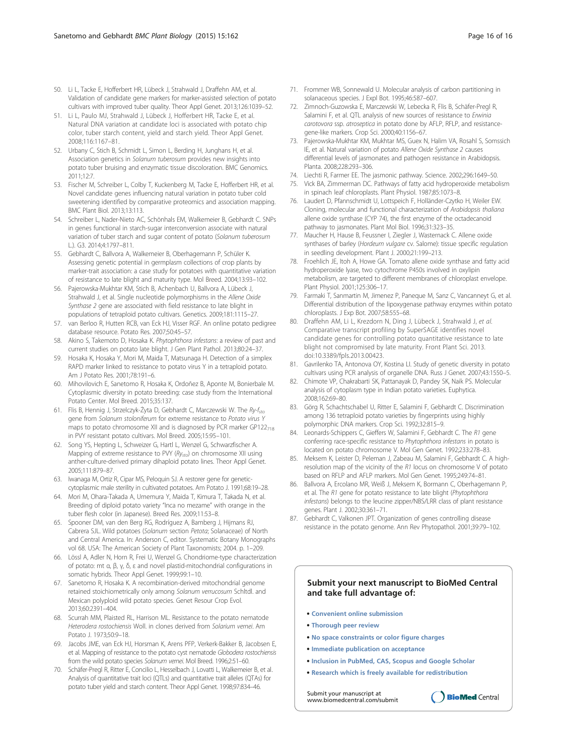50. Li L, Tacke E, Hofferbert HR, Lübeck J, Strahwald J, Draffehn AM, et al. Validation of candidate gene markers for marker-assisted selection of potato cultivars with improved tuber quality. Theor Appl Genet. 2013;126:1039–52.
51. Li L, Paulo MJ, Strahwald J, Lübeck J, Hofferbert HR, Tacke E, et al. Natural DNA variation at candidate loci is associated with potato chip color, tuber starch content, yield and starch yield. Theor Appl Genet. 2008;116:1167–81.
52. Urbany C, Stich B, Schmidt L, Simon L, Berding H, Junghans H, et al. Association genetics in *Solanum tuberosum* provides new insights into potato tuber bruising and enzymatic tissue discoloration. BMC Genomics. 2011;12:7.
53. Fischer M, Schreiber L, Colby T, Kuckenberg M, Tacke E, Hofferbert HR, et al. Novel candidate genes influencing natural variation in potato tuber cold sweetening identified by comparative proteomics and association mapping. BMC Plant Biol. 2013;13:113.
54. Schreiber L, Nader-Nieto AC, Schönhals EM, Walkemeier B, Gebhardt C. SNPs in genes functional in starch-sugar interconversion associate with natural variation of tuber starch and sugar content of potato (*Solanum tuberosum* L.). G3. 2014;4:1797–811.
55. Gebhardt C, Ballvora A, Walkemeier B, Oberhagemann P, Schüler K. Assessing genetic potential in germplasm collections of crop plants by marker-trait association: a case study for potatoes with quantitative variation of resistance to late blight and maturity type. Mol Breed. 2004;13:93–102.
56. Pajerowska-Mukhtar KM, Stich B, Achenbach U, Ballvora A, Lübeck J, Strahwald J, et al. Single nucleotide polymorphisms in the *Allene Oxide Synthase 2* gene are associated with field resistance to late blight in populations of tetraploid potato cultivars. Genetics. 2009;181:1115–27.
57. van Berloo R, Hutten RCB, van Eck HJ, Visser RGF. An online potato pedigree database resource. Potato Res. 2007;50:45–57.
58. Akino S, Takemoto D, Hosaka K. *Phytophthora infestans*: a review of past and current studies on potato late blight. J Gen Plant Pathol. 2013;80:24–37.
59. Hosaka K, Hosaka Y, Mori M, Maida T, Matsunaga H. Detection of a simplex RAPD marker linked to resistance to potato virus Y in a tetraploid potato. Am J Potato Res. 2001;78:191–6.
60. Mihovilovich E, Sanetomo R, Hosaka K, Ordoñez B, Aponte M, Bonierbale M. Cytoplasmic diversity in potato breeding: case study from the International Potato Center. Mol Breed. 2015;35:137.
61. Flis B, Hennig J, Strzelczyk-Żyta D, Gebhardt C, Marczewski W. The *Ry-f$_{sto}$* gene from *Solanum stoloniferum* for extreme resistance to *Potato virus Y* maps to potato chromosome XII and is diagnosed by PCR marker GP122$_{718}$ in PVY resistant potato cultivars. Mol Breed. 2005;15:95–101.
62. Song YS, Hepting L, Schweizer G, Hartl L, Wenzel G, Schwarzfischer A. Mapping of extreme resistance to PVY (*Ry$_{sto}$*) on chromosome XII using anther-culture-derived primary dihaploid potato lines. Theor Appl Genet. 2005;111:879–87.
63. Iwanaga M, Ortiz R, Cipar MS, Peloquin SJ. A restorer gene for genetic-cytoplasmic male sterility in cultivated potatoes. Am Potato J. 1991;68:19–28.
64. Mori M, Ohara-Takada A, Umemura Y, Maida T, Kimura T, Takada N, et al. Breeding of diploid potato variety "Inca no mezame" with orange in the tuber flesh color (in Japanese). Breed Res. 2009;11:53–8.
65. Spooner DM, van den Berg RG, Rodríguez A, Bamberg J, Hijmans RJ, Cabrera SJL. Wild potatoes (*Solanum* section *Petota*; Solanaceae) of North and Central America. In: Anderson C, editor. Systematic Botany Monographs vol 68. USA: The American Society of Plant Taxonomists; 2004. p. 1–209.
66. Lössl A, Adler N, Horn R, Frei U, Wenzel G. Chondriome-type characterization of potato: mt α, β, γ, δ, ε and novel plastid-mitochondrial configurations in somatic hybrids. Theor Appl Genet. 1999;99:1–10.
67. Sanetomo R, Hosaka K. A recombination-derived mitochondrial genome retained stoichiometrically only among *Solanum verrucosum* Schltdl. and Mexican polyploid wild potato species. Genet Resour Crop Evol. 2013;60:2391–404.
68. Scurrah MM, Plaisted RL, Harrison ML. Resistance to the potato nematode *Heterodera rostochiensis* Woll. in clones derived from *Solarium vernei*. Am Potato J. 1973;50:9–18.
69. Jacobs JME, van Eck HJ, Horsman K, Arens PFP, Verkerk-Bakker B, Jacobsen E, et al. Mapping of resistance to the potato cyst nematode *Globodera rostochiensis* from the wild potato species *Solanum vernei*. Mol Breed. 1996;2:51–60.
70. Schäfer-Pregl R, Ritter E, Concilio L, Hesselbach J, Lovatti L, Walkemeier B, et al. Analysis of quantitative trait loci (QTLs) and quantitative trait alleles (QTAs) for potato tuber yield and starch content. Theor Appl Genet. 1998;97:834–46.
71. Frommer WB, Sonnewald U. Molecular analysis of carbon partitioning in solanaceous species. J Expl Bot. 1995;46:587–607.
72. Zimnoch-Guzowska E, Marczewski W, Lebecka R, Flis B, Schäfer-Pregl R, Salamini F, et al. QTL analysis of new sources of resistance to *Erwinia carotovora* ssp. *atroseptica* in potato done by AFLP, RFLP, and resistance-gene-like markers. Crop Sci. 2000;40:1156–67.
73. Pajerowska-Mukhtar KM, Mukhtar MS, Guex N, Halim VA, Rosahl S, Somssich IE, et al. Natural variation of potato *Allene Oxide Synthase 2* causes differential levels of jasmonates and pathogen resistance in Arabidopsis. Planta. 2008;228:293–306.
74. Liechti R, Farmer EE. The jasmonic pathway. Science. 2002;296:1649–50.
75. Vick BA, Zimmerman DC. Pathways of fatty acid hydroperoxide metabolism in spinach leaf chloroplasts. Plant Physiol. 1987;85:1073–8.
76. Laudert D, Pfannschmidt U, Lottspeich F, Holländer-Czytko H, Weiler EW. Cloning, molecular and functional characterization of *Arabidopsis thaliana* allene oxide synthase (CYP 74), the first enzyme of the octadecanoid pathway to jasmonates. Plant Mol Biol. 1996;31:323–35.
77. Maucher H, Hause B, Feussner I, Ziegler J, Wasternack C. Allene oxide synthases of barley (*Hordeum vulgare* cv. Salome): tissue specific regulation in seedling development. Plant J. 2000;21:199–213.
78. Froehlich JE, Itoh A, Howe GA. Tomato allene oxide synthase and fatty acid hydroperoxide lyase, two cytochrome P450s involved in oxylipin metabolism, are targeted to different membranes of chloroplast envelope. Plant Physiol. 2001;125:306–17.
79. Farmaki T, Sanmartin M, Jimenez P, Paneque M, Sanz C, Vancanneyt G, et al. Differential distribution of the lipoxygenase pathway enzymes within potato chloroplasts. J Exp Bot. 2007;58:555–68.
80. Draffehn AM, Li L, Krezdorn N, Ding J, Lübeck J, Strahwald J, *et al.* Comparative transcript profiling by SuperSAGE identifies novel candidate genes for controlling potato quantitative resistance to late blight not compromised by late maturity. Front Plant Sci. 2013. doi:10.3389/fpls.2013.00423.
81. Gavrilenko TA, Antonova OY, Kostina LI. Study of genetic diversity in potato cultivars using PCR analysis of organelle DNA. Russ J Genet. 2007;43:1550–5.
82. Chimote VP, Chakrabarti SK, Pattanayak D, Pandey SK, Naik PS. Molecular analysis of cytoplasm type in Indian potato varieties. Euphytica. 2008;162:69–80.
83. Görg R, Schachtschabel U, Ritter E, Salamini F, Gebhardt C. Discrimination among 136 tetraploid potato varieties by fingerprints using highly polymorphic DNA markers. Crop Sci. 1992;32:815–9.
84. Leonards-Schippers C, Gieffers W, Salamini F, Gebhardt C. The *R1* gene conferring race-specific resistance to *Phytophthora infestans* in potato is located on potato chromosome V. Mol Gen Genet. 1992;233:278–83.
85. Meksem K, Leister D, Peleman J, Zabeau M, Salamini F, Gebhardt C. A high-resolution map of the vicinity of the *R1* locus on chromosome V of potato based on RFLP and AFLP markers. Mol Gen Genet. 1995;249:74–81.
86. Ballvora A, Ercolano MR, Weiß J, Meksem K, Bormann C, Oberhagemann P, et al. The *R1* gene for potato resistance to late blight (*Phytophthora infestans*) belongs to the leucine zipper/NBS/LRR class of plant resistance genes. Plant J. 2002;30:361–71.
87. Gebhardt C, Valkonen JPT. Organization of genes controlling disease resistance in the potato genome. Ann Rev Phytopathol. 2001;39:79–102.

**Submit your next manuscript to BioMed Central and take full advantage of:**

- **Convenient online submission**
- **Thorough peer review**
- **No space constraints or color figure charges**
- **Immediate publication on acceptance**
- **Inclusion in PubMed, CAS, Scopus and Google Scholar**
- **Research which is freely available for redistribution**

Submit your manuscript at www.biomedcentral.com/submit

BioMed Central